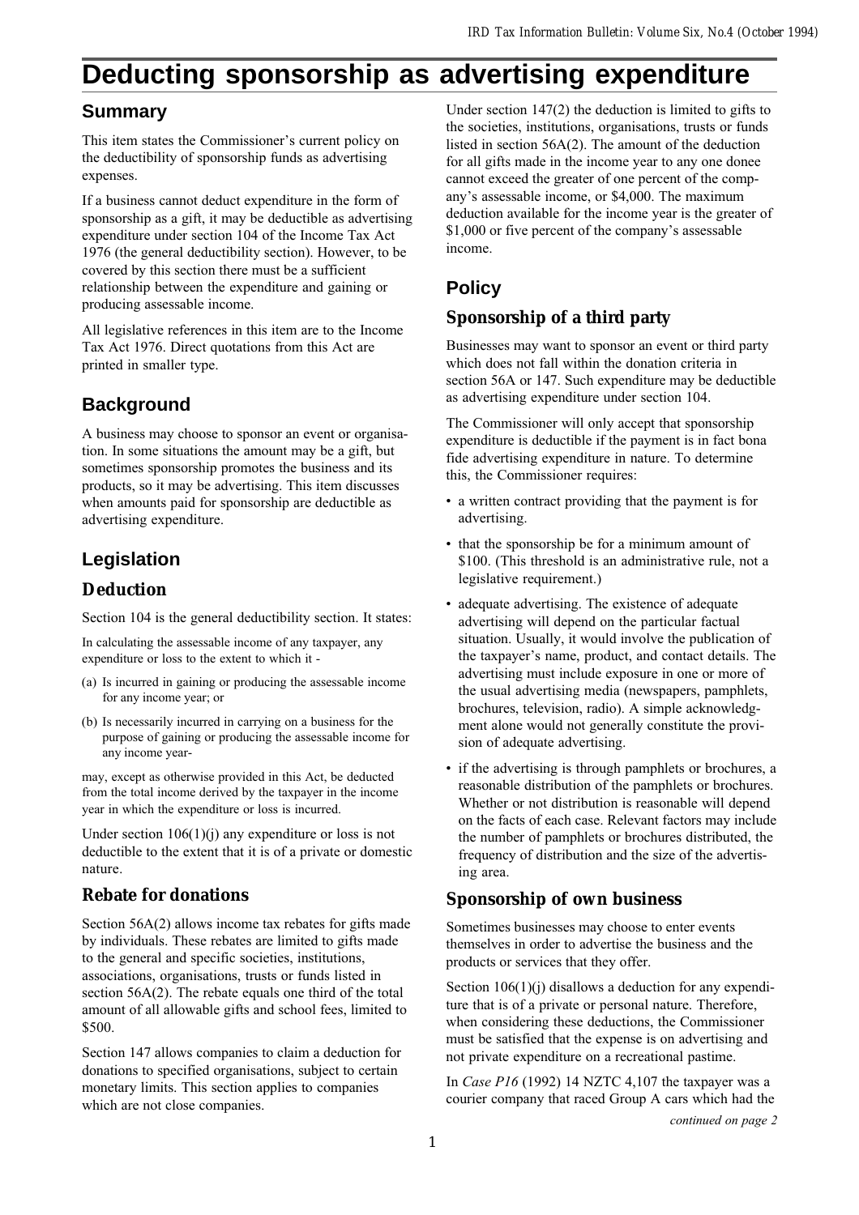# Deducting sponsorship as advertising expenditure

## Summary

This item states the Commissioner's current policy on the deductibility of sponsorship funds as advertising expenses.

If a business cannot deduct expenditure in the form of sponsorship as a gift, it may be deductible as advertising expenditure under section 104 of the Income Tax Act 1976 (the general deductibility section). However, to be covered by this section there must be a sufficient relationship between the expenditure and gaining or producing assessable income.

All legislative references in this item are to the Income Tax Act 1976. Direct quotations from this Act are printed in smaller type.

## Background

A business may choose to sponsor an event or organisation. In some situations the amount may be a gift, but sometimes sponsorship promotes the business and its products, so it may be advertising. This item discusses when amounts paid for sponsorship are deductible as advertising expenditure.

## Legislation

### Deduction

Section 104 is the general deductibility section. It states:

In calculating the assessable income of any taxpayer, any expenditure or loss to the extent to which it -

(a) Is incurred in gaining or producing the assessable income for any income year; or

(b) Is necessarily incurred in carrying on a business for the purpose of gaining or producing the assessable income for any income year-

may, except as otherwise provided in this Act, be deducted from the total income derived by the taxpayer in the income year in which the expenditure or loss is incurred.

Under section 106(1)(j) any expenditure or loss is not deductible to the extent that it is of a private or domestic nature.

### Rebate for donations

Section 56A(2) allows income tax rebates for gifts made by individuals. These rebates are limited to gifts made to the general and specific societies, institutions, associations, organisations, trusts or funds listed in section 56A(2). The rebate equals one third of the total amount of all allowable gifts and school fees, limited to $500.

Section 147 allows companies to claim a deduction for donations to specified organisations, subject to certain monetary limits. This section applies to companies which are not close companies.

Under section 147(2) the deduction is limited to gifts to the societies, institutions, organisations, trusts or funds listed in section 56A(2). The amount of the deduction for all gifts made in the income year to any one donee cannot exceed the greater of one percent of the company's assessable income, or $4,000. The maximum deduction available for the income year is the greater of $1,000 or five percent of the company's assessable income.

## Policy

### Sponsorship of a third party

Businesses may want to sponsor an event or third party which does not fall within the donation criteria in section 56A or 147. Such expenditure may be deductible as advertising expenditure under section 104.

The Commissioner will only accept that sponsorship expenditure is deductible if the payment is in fact bona fide advertising expenditure in nature. To determine this, the Commissioner requires:

- a written contract providing that the payment is for advertising.
- that the sponsorship be for a minimum amount of $100. (This threshold is an administrative rule, not a legislative requirement.)
- adequate advertising. The existence of adequate advertising will depend on the particular factual situation. Usually, it would involve the publication of the taxpayer's name, product, and contact details. The advertising must include exposure in one or more of the usual advertising media (newspapers, pamphlets, brochures, television, radio). A simple acknowledgment alone would not generally constitute the provision of adequate advertising.
- if the advertising is through pamphlets or brochures, a reasonable distribution of the pamphlets or brochures. Whether or not distribution is reasonable will depend on the facts of each case. Relevant factors may include the number of pamphlets or brochures distributed, the frequency of distribution and the size of the advertising area.

### Sponsorship of own business

Sometimes businesses may choose to enter events themselves in order to advertise the business and the products or services that they offer.

Section 106(1)(j) disallows a deduction for any expenditure that is of a private or personal nature. Therefore, when considering these deductions, the Commissioner must be satisfied that the expense is on advertising and not private expenditure on a recreational pastime.

In *Case P16* (1992) 14 NZTC 4,107 the taxpayer was a courier company that raced Group A cars which had the

*continued on page 2*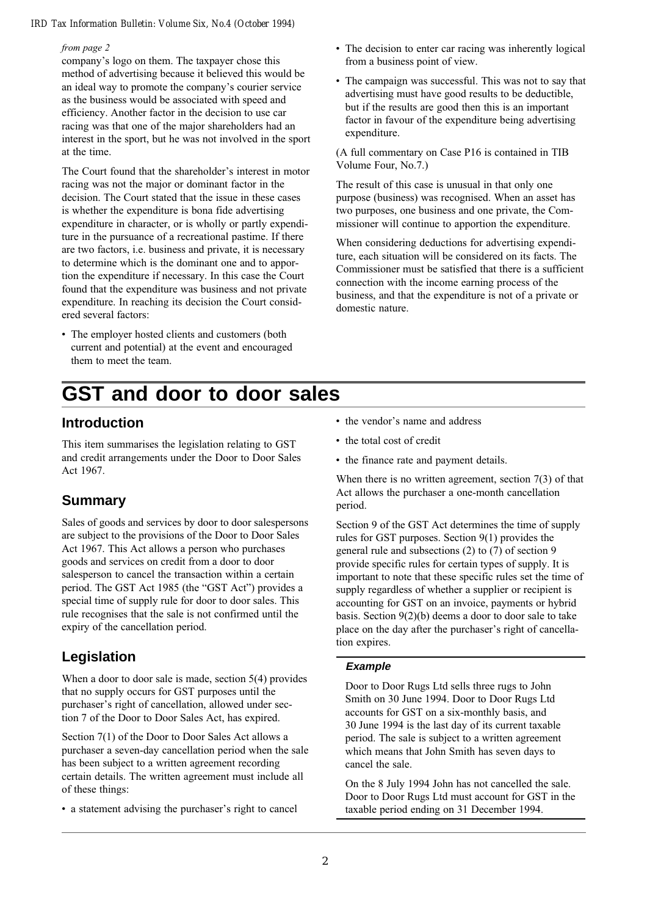*from page 2*

company's logo on them. The taxpayer chose this method of advertising because it believed this would be an ideal way to promote the company's courier service as the business would be associated with speed and efficiency. Another factor in the decision to use car racing was that one of the major shareholders had an interest in the sport, but he was not involved in the sport at the time.

The Court found that the shareholder's interest in motor racing was not the major or dominant factor in the decision. The Court stated that the issue in these cases is whether the expenditure is bona fide advertising expenditure in character, or is wholly or partly expenditure in the pursuance of a recreational pastime. If there are two factors, i.e. business and private, it is necessary to determine which is the dominant one and to apportion the expenditure if necessary. In this case the Court found that the expenditure was business and not private expenditure. In reaching its decision the Court considered several factors:

- The employer hosted clients and customers (both current and potential) at the event and encouraged them to meet the team.
- The decision to enter car racing was inherently logical from a business point of view.
- The campaign was successful. This was not to say that advertising must have good results to be deductible, but if the results are good then this is an important factor in favour of the expenditure being advertising expenditure.

(A full commentary on Case P16 is contained in TIB Volume Four, No.7.)

The result of this case is unusual in that only one purpose (business) was recognised. When an asset has two purposes, one business and one private, the Commissioner will continue to apportion the expenditure.

When considering deductions for advertising expenditure, each situation will be considered on its facts. The Commissioner must be satisfied that there is a sufficient connection with the income earning process of the business, and that the expenditure is not of a private or domestic nature.

# GST and door to door sales

## Introduction

This item summarises the legislation relating to GST and credit arrangements under the Door to Door Sales Act 1967.

## Summary

Sales of goods and services by door to door salespersons are subject to the provisions of the Door to Door Sales Act 1967. This Act allows a person who purchases goods and services on credit from a door to door salesperson to cancel the transaction within a certain period. The GST Act 1985 (the "GST Act") provides a special time of supply rule for door to door sales. This rule recognises that the sale is not confirmed until the expiry of the cancellation period.

## Legislation

When a door to door sale is made, section 5(4) provides that no supply occurs for GST purposes until the purchaser's right of cancellation, allowed under section 7 of the Door to Door Sales Act, has expired.

Section 7(1) of the Door to Door Sales Act allows a purchaser a seven-day cancellation period when the sale has been subject to a written agreement recording certain details. The written agreement must include all of these things:

- a statement advising the purchaser's right to cancel
- the vendor's name and address
- the total cost of credit
- the finance rate and payment details.

When there is no written agreement, section 7(3) of that Act allows the purchaser a one-month cancellation period.

Section 9 of the GST Act determines the time of supply rules for GST purposes. Section 9(1) provides the general rule and subsections (2) to (7) of section 9 provide specific rules for certain types of supply. It is important to note that these specific rules set the time of supply regardless of whether a supplier or recipient is accounting for GST on an invoice, payments or hybrid basis. Section 9(2)(b) deems a door to door sale to take place on the day after the purchaser's right of cancellation expires.

### *Example*

Door to Door Rugs Ltd sells three rugs to John Smith on 30 June 1994. Door to Door Rugs Ltd accounts for GST on a six-monthly basis, and 30 June 1994 is the last day of its current taxable period. The sale is subject to a written agreement which means that John Smith has seven days to cancel the sale.

On the 8 July 1994 John has not cancelled the sale. Door to Door Rugs Ltd must account for GST in the taxable period ending on 31 December 1994.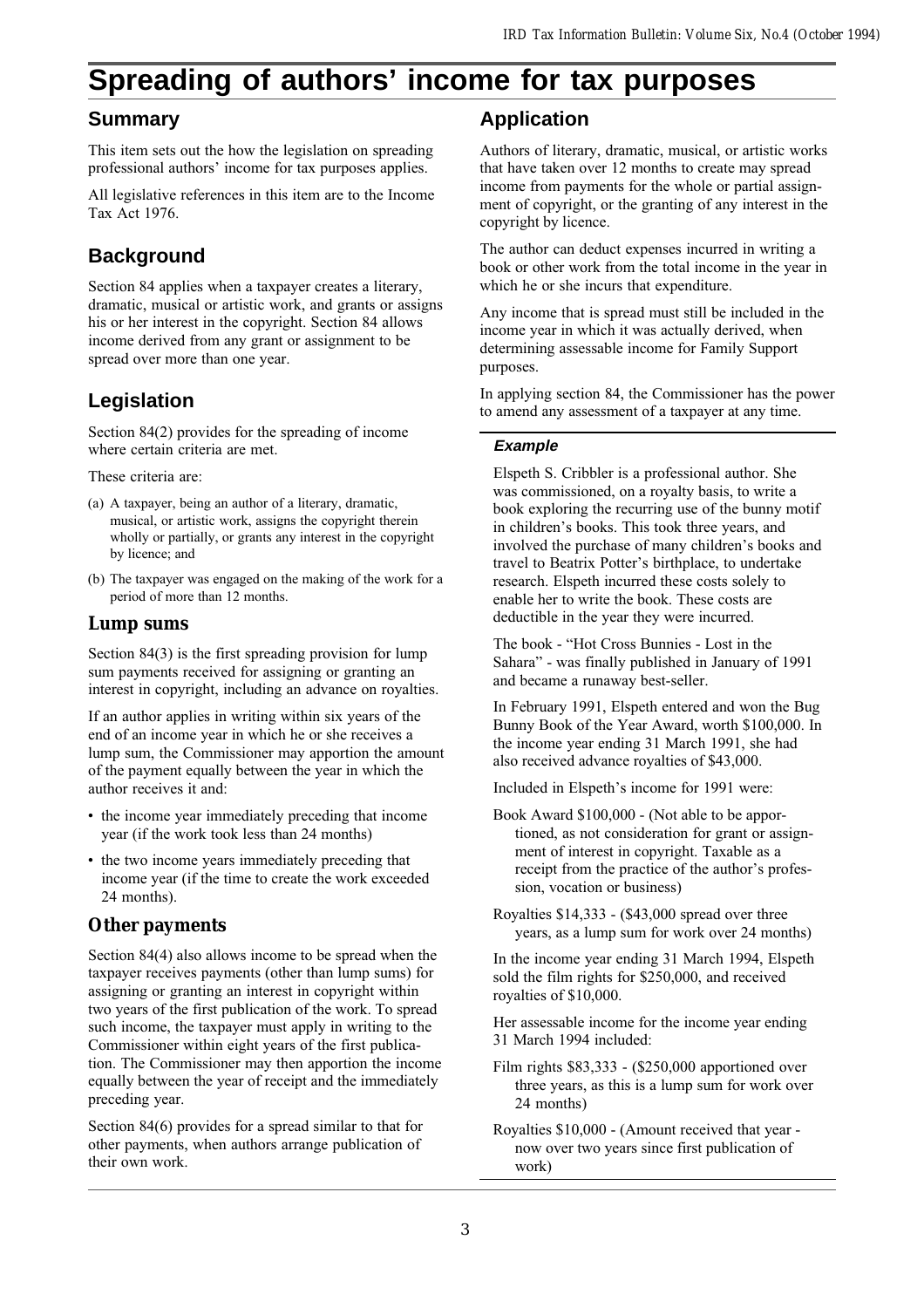# Spreading of authors' income for tax purposes

## Summary

This item sets out the how the legislation on spreading professional authors' income for tax purposes applies.

All legislative references in this item are to the Income Tax Act 1976.

## Background

Section 84 applies when a taxpayer creates a literary, dramatic, musical or artistic work, and grants or assigns his or her interest in the copyright. Section 84 allows income derived from any grant or assignment to be spread over more than one year.

## Legislation

Section 84(2) provides for the spreading of income where certain criteria are met.

These criteria are:

(a) A taxpayer, being an author of a literary, dramatic, musical, or artistic work, assigns the copyright therein wholly or partially, or grants any interest in the copyright by licence; and

(b) The taxpayer was engaged on the making of the work for a period of more than 12 months.

### Lump sums

Section 84(3) is the first spreading provision for lump sum payments received for assigning or granting an interest in copyright, including an advance on royalties.

If an author applies in writing within six years of the end of an income year in which he or she receives a lump sum, the Commissioner may apportion the amount of the payment equally between the year in which the author receives it and:

- the income year immediately preceding that income year (if the work took less than 24 months)
- the two income years immediately preceding that income year (if the time to create the work exceeded 24 months).

### Other payments

Section 84(4) also allows income to be spread when the taxpayer receives payments (other than lump sums) for assigning or granting an interest in copyright within two years of the first publication of the work. To spread such income, the taxpayer must apply in writing to the Commissioner within eight years of the first publication. The Commissioner may then apportion the income equally between the year of receipt and the immediately preceding year.

Section 84(6) provides for a spread similar to that for other payments, when authors arrange publication of their own work.

## Application

Authors of literary, dramatic, musical, or artistic works that have taken over 12 months to create may spread income from payments for the whole or partial assignment of copyright, or the granting of any interest in the copyright by licence.

The author can deduct expenses incurred in writing a book or other work from the total income in the year in which he or she incurs that expenditure.

Any income that is spread must still be included in the income year in which it was actually derived, when determining assessable income for Family Support purposes.

In applying section 84, the Commissioner has the power to amend any assessment of a taxpayer at any time.

#### *Example*

Elspeth S. Cribbler is a professional author. She was commissioned, on a royalty basis, to write a book exploring the recurring use of the bunny motif in children's books. This took three years, and involved the purchase of many children's books and travel to Beatrix Potter's birthplace, to undertake research. Elspeth incurred these costs solely to enable her to write the book. These costs are deductible in the year they were incurred.

The book - "Hot Cross Bunnies - Lost in the Sahara" - was finally published in January of 1991 and became a runaway best-seller.

In February 1991, Elspeth entered and won the Bug Bunny Book of the Year Award, worth $100,000. In the income year ending 31 March 1991, she had also received advance royalties of $43,000.

Included in Elspeth's income for 1991 were:

Book Award $100,000 - (Not able to be apportioned, as not consideration for grant or assignment of interest in copyright. Taxable as a receipt from the practice of the author's profession, vocation or business)

Royalties $14,333 - ($43,000 spread over three years, as a lump sum for work over 24 months)

In the income year ending 31 March 1994, Elspeth sold the film rights for $250,000, and received royalties of $10,000.

Her assessable income for the income year ending 31 March 1994 included:

Film rights $83,333 - ($250,000 apportioned over three years, as this is a lump sum for work over 24 months)

Royalties $10,000 - (Amount received that year - now over two years since first publication of work)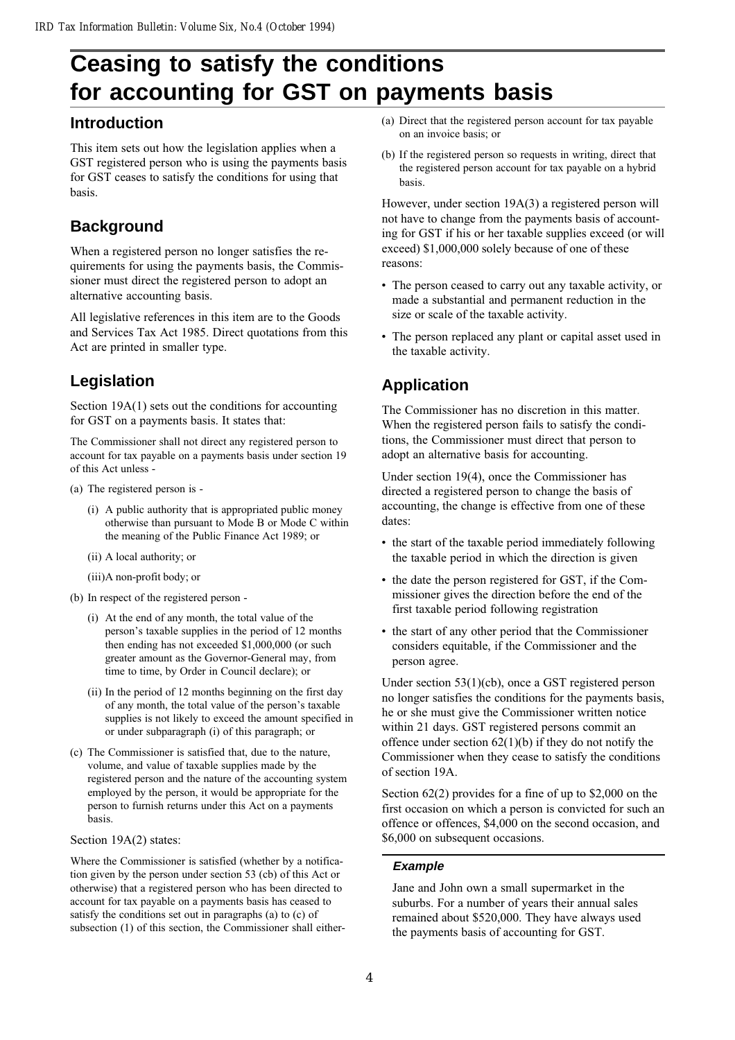# Ceasing to satisfy the conditions for accounting for GST on payments basis

## Introduction

This item sets out how the legislation applies when a GST registered person who is using the payments basis for GST ceases to satisfy the conditions for using that basis.

## Background

When a registered person no longer satisfies the requirements for using the payments basis, the Commissioner must direct the registered person to adopt an alternative accounting basis.

All legislative references in this item are to the Goods and Services Tax Act 1985. Direct quotations from this Act are printed in smaller type.

## Legislation

Section 19A(1) sets out the conditions for accounting for GST on a payments basis. It states that:

The Commissioner shall not direct any registered person to account for tax payable on a payments basis under section 19 of this Act unless -

(a) The registered person is -

- (i) A public authority that is appropriated public money otherwise than pursuant to Mode B or Mode C within the meaning of the Public Finance Act 1989; or
- (ii) A local authority; or
- (iii)A non-profit body; or

(b) In respect of the registered person -

- (i) At the end of any month, the total value of the person's taxable supplies in the period of 12 months then ending has not exceeded $1,000,000 (or such greater amount as the Governor-General may, from time to time, by Order in Council declare); or
- (ii) In the period of 12 months beginning on the first day of any month, the total value of the person's taxable supplies is not likely to exceed the amount specified in or under subparagraph (i) of this paragraph; or

(c) The Commissioner is satisfied that, due to the nature, volume, and value of taxable supplies made by the registered person and the nature of the accounting system employed by the person, it would be appropriate for the person to furnish returns under this Act on a payments basis.

Section 19A(2) states:

Where the Commissioner is satisfied (whether by a notification given by the person under section 53 (cb) of this Act or otherwise) that a registered person who has been directed to account for tax payable on a payments basis has ceased to satisfy the conditions set out in paragraphs (a) to (c) of subsection (1) of this section, the Commissioner shall either-

(a) Direct that the registered person account for tax payable on an invoice basis; or

(b) If the registered person so requests in writing, direct that the registered person account for tax payable on a hybrid basis.

However, under section 19A(3) a registered person will not have to change from the payments basis of accounting for GST if his or her taxable supplies exceed (or will exceed) $1,000,000 solely because of one of these reasons:

- The person ceased to carry out any taxable activity, or made a substantial and permanent reduction in the size or scale of the taxable activity.
- The person replaced any plant or capital asset used in the taxable activity.

## Application

The Commissioner has no discretion in this matter. When the registered person fails to satisfy the conditions, the Commissioner must direct that person to adopt an alternative basis for accounting.

Under section 19(4), once the Commissioner has directed a registered person to change the basis of accounting, the change is effective from one of these dates:

- the start of the taxable period immediately following the taxable period in which the direction is given
- the date the person registered for GST, if the Commissioner gives the direction before the end of the first taxable period following registration
- the start of any other period that the Commissioner considers equitable, if the Commissioner and the person agree.

Under section 53(1)(cb), once a GST registered person no longer satisfies the conditions for the payments basis, he or she must give the Commissioner written notice within 21 days. GST registered persons commit an offence under section 62(1)(b) if they do not notify the Commissioner when they cease to satisfy the conditions of section 19A.

Section 62(2) provides for a fine of up to $2,000 on the first occasion on which a person is convicted for such an offence or offences, $4,000 on the second occasion, and $6,000 on subsequent occasions.

### *Example*

Jane and John own a small supermarket in the suburbs. For a number of years their annual sales remained about $520,000. They have always used the payments basis of accounting for GST.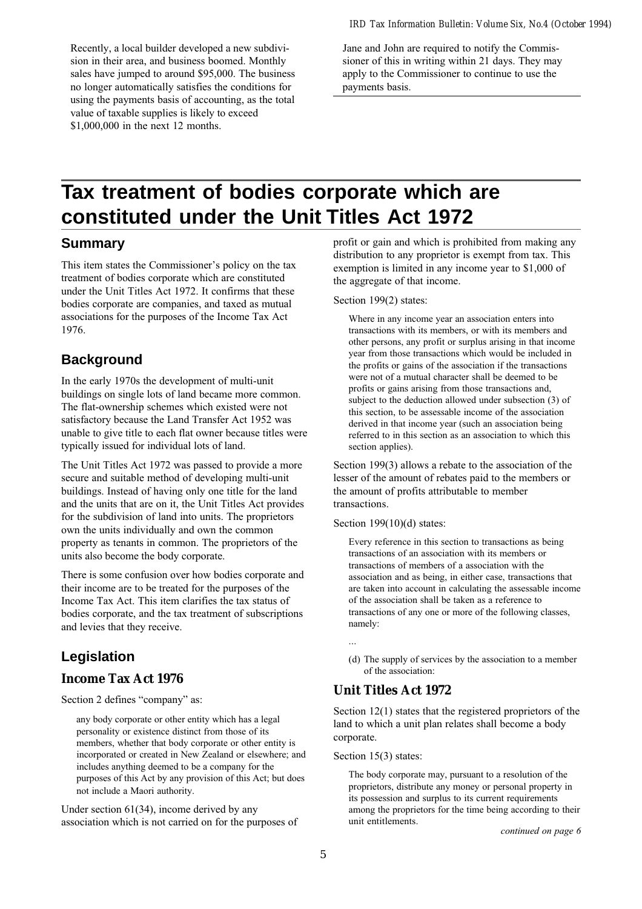Recently, a local builder developed a new subdivision in their area, and business boomed. Monthly sales have jumped to around $95,000. The business no longer automatically satisfies the conditions for using the payments basis of accounting, as the total value of taxable supplies is likely to exceed $1,000,000 in the next 12 months.

Jane and John are required to notify the Commissioner of this in writing within 21 days. They may apply to the Commissioner to continue to use the payments basis.

# Tax treatment of bodies corporate which are constituted under the Unit Titles Act 1972

## Summary

This item states the Commissioner's policy on the tax treatment of bodies corporate which are constituted under the Unit Titles Act 1972. It confirms that these bodies corporate are companies, and taxed as mutual associations for the purposes of the Income Tax Act 1976.

## Background

In the early 1970s the development of multi-unit buildings on single lots of land became more common. The flat-ownership schemes which existed were not satisfactory because the Land Transfer Act 1952 was unable to give title to each flat owner because titles were typically issued for individual lots of land.

The Unit Titles Act 1972 was passed to provide a more secure and suitable method of developing multi-unit buildings. Instead of having only one title for the land and the units that are on it, the Unit Titles Act provides for the subdivision of land into units. The proprietors own the units individually and own the common property as tenants in common. The proprietors of the units also become the body corporate.

There is some confusion over how bodies corporate and their income are to be treated for the purposes of the Income Tax Act. This item clarifies the tax status of bodies corporate, and the tax treatment of subscriptions and levies that they receive.

## Legislation

### Income Tax Act 1976

Section 2 defines "company" as:

> any body corporate or other entity which has a legal personality or existence distinct from those of its members, whether that body corporate or other entity is incorporated or created in New Zealand or elsewhere; and includes anything deemed to be a company for the purposes of this Act by any provision of this Act; but does not include a Maori authority.

Under section 61(34), income derived by any association which is not carried on for the purposes of profit or gain and which is prohibited from making any distribution to any proprietor is exempt from tax. This exemption is limited in any income year to $1,000 of the aggregate of that income.

Section 199(2) states:

> Where in any income year an association enters into transactions with its members, or with its members and other persons, any profit or surplus arising in that income year from those transactions which would be included in the profits or gains of the association if the transactions were not of a mutual character shall be deemed to be profits or gains arising from those transactions and, subject to the deduction allowed under subsection (3) of this section, to be assessable income of the association derived in that income year (such an association being referred to in this section as an association to which this section applies).

Section 199(3) allows a rebate to the association of the lesser of the amount of rebates paid to the members or the amount of profits attributable to member transactions.

Section 199(10)(d) states:

> Every reference in this section to transactions as being transactions of an association with its members or transactions of members of a association with the association and as being, in either case, transactions that are taken into account in calculating the assessable income of the association shall be taken as a reference to transactions of any one or more of the following classes, namely:
>
> ...
>
> (d) The supply of services by the association to a member of the association:

### Unit Titles Act 1972

Section 12(1) states that the registered proprietors of the land to which a unit plan relates shall become a body corporate.

Section 15(3) states:

> The body corporate may, pursuant to a resolution of the proprietors, distribute any money or personal property in its possession and surplus to its current requirements among the proprietors for the time being according to their unit entitlements.

*continued on page 6*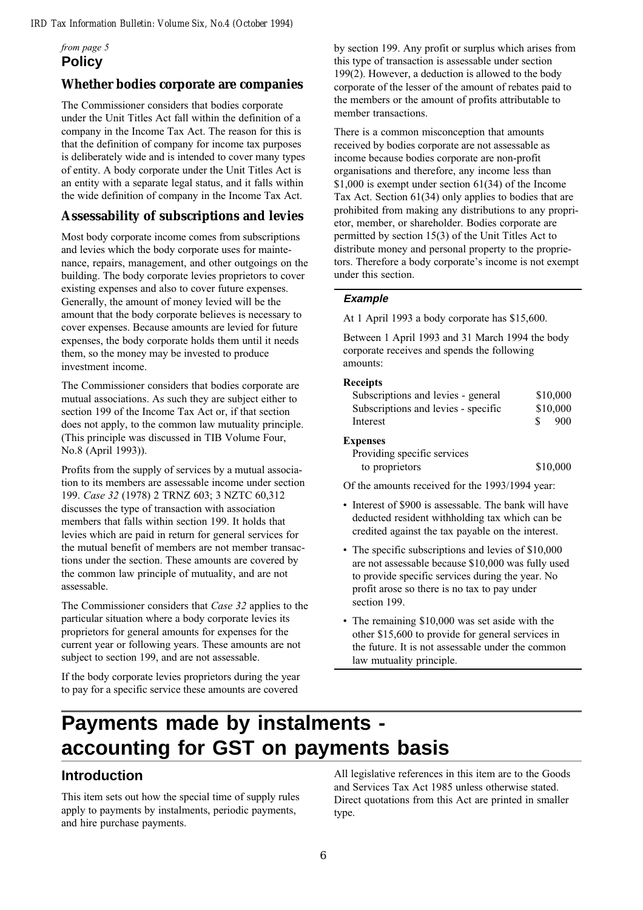*from page 5*

## Policy

### Whether bodies corporate are companies

The Commissioner considers that bodies corporate under the Unit Titles Act fall within the definition of a company in the Income Tax Act. The reason for this is that the definition of company for income tax purposes is deliberately wide and is intended to cover many types of entity. A body corporate under the Unit Titles Act is an entity with a separate legal status, and it falls within the wide definition of company in the Income Tax Act.

### Assessability of subscriptions and levies

Most body corporate income comes from subscriptions and levies which the body corporate uses for maintenance, repairs, management, and other outgoings on the building. The body corporate levies proprietors to cover existing expenses and also to cover future expenses. Generally, the amount of money levied will be the amount that the body corporate believes is necessary to cover expenses. Because amounts are levied for future expenses, the body corporate holds them until it needs them, so the money may be invested to produce investment income.

The Commissioner considers that bodies corporate are mutual associations. As such they are subject either to section 199 of the Income Tax Act or, if that section does not apply, to the common law mutuality principle. (This principle was discussed in TIB Volume Four, No.8 (April 1993)).

Profits from the supply of services by a mutual association to its members are assessable income under section 199. *Case 32* (1978) 2 TRNZ 603; 3 NZTC 60,312 discusses the type of transaction with association members that falls within section 199. It holds that levies which are paid in return for general services for the mutual benefit of members are not member transactions under the section. These amounts are covered by the common law principle of mutuality, and are not assessable.

The Commissioner considers that *Case 32* applies to the particular situation where a body corporate levies its proprietors for general amounts for expenses for the current year or following years. These amounts are not subject to section 199, and are not assessable.

If the body corporate levies proprietors during the year to pay for a specific service these amounts are covered by section 199. Any profit or surplus which arises from this type of transaction is assessable under section 199(2). However, a deduction is allowed to the body corporate of the lesser of the amount of rebates paid to the members or the amount of profits attributable to member transactions.

There is a common misconception that amounts received by bodies corporate are not assessable as income because bodies corporate are non-profit organisations and therefore, any income less than $1,000 is exempt under section 61(34) of the Income Tax Act. Section 61(34) only applies to bodies that are prohibited from making any distributions to any proprietor, member, or shareholder. Bodies corporate are permitted by section 15(3) of the Unit Titles Act to distribute money and personal property to the proprietors. Therefore a body corporate's income is not exempt under this section.

#### *Example*

At 1 April 1993 a body corporate has $15,600.

Between 1 April 1993 and 31 March 1994 the body corporate receives and spends the following amounts:

| | |
|---|---|
| **Receipts** | |
| Subscriptions and levies - general | $10,000 |
| Subscriptions and levies - specific | $10,000 |
| Interest | $ 900 |
| **Expenses** | |
| Providing specific services to proprietors | $10,000 |

Of the amounts received for the 1993/1994 year:

- Interest of $900 is assessable. The bank will have deducted resident withholding tax which can be credited against the tax payable on the interest.
- The specific subscriptions and levies of $10,000 are not assessable because $10,000 was fully used to provide specific services during the year. No profit arose so there is no tax to pay under section 199.
- The remaining $10,000 was set aside with the other $15,600 to provide for general services in the future. It is not assessable under the common law mutuality principle.

# Payments made by instalments - accounting for GST on payments basis

## Introduction

This item sets out how the special time of supply rules apply to payments by instalments, periodic payments, and hire purchase payments.

All legislative references in this item are to the Goods and Services Tax Act 1985 unless otherwise stated. Direct quotations from this Act are printed in smaller type.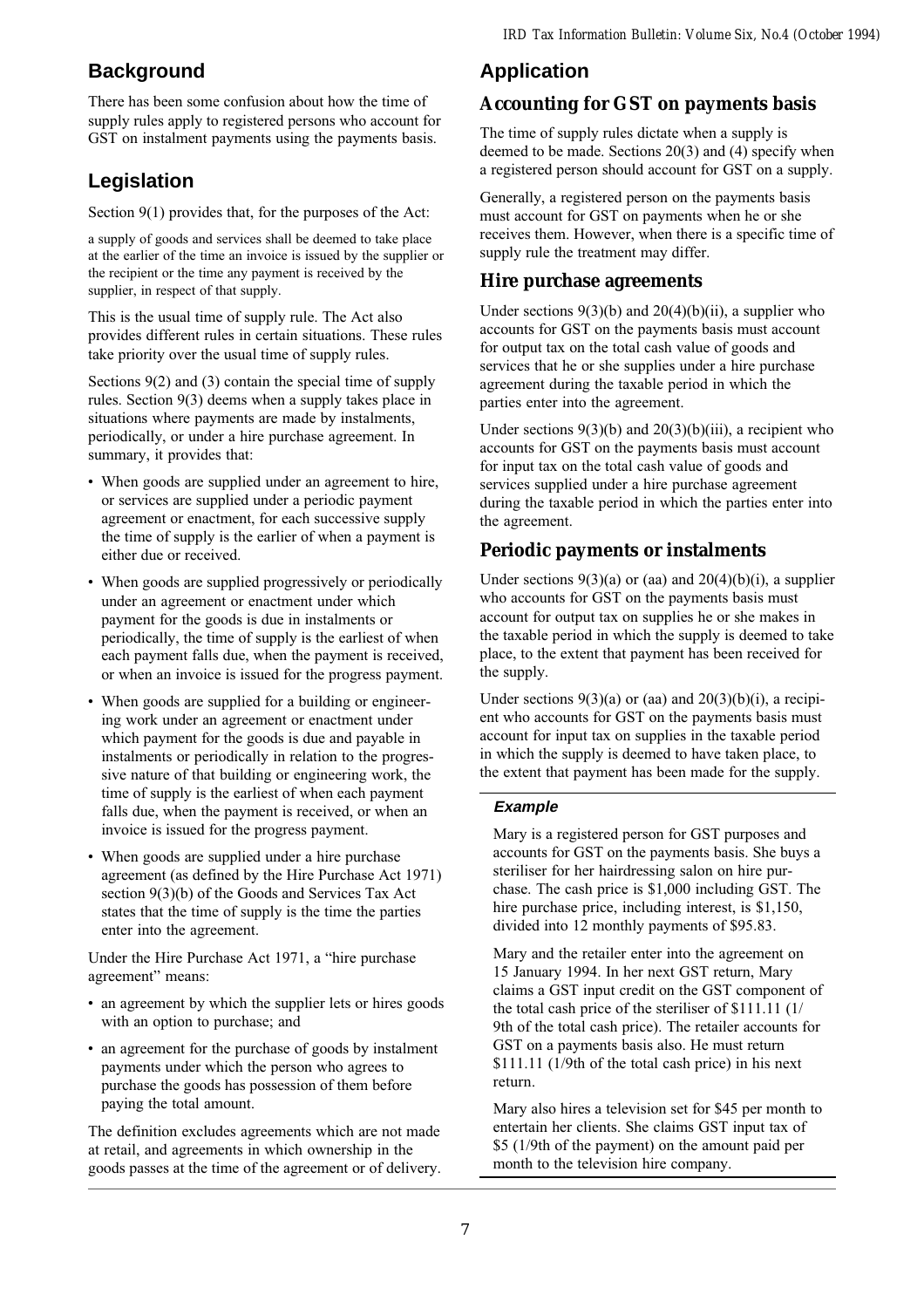## Background

There has been some confusion about how the time of supply rules apply to registered persons who account for GST on instalment payments using the payments basis.

## Legislation

Section 9(1) provides that, for the purposes of the Act:

> a supply of goods and services shall be deemed to take place at the earlier of the time an invoice is issued by the supplier or the recipient or the time any payment is received by the supplier, in respect of that supply.

This is the usual time of supply rule. The Act also provides different rules in certain situations. These rules take priority over the usual time of supply rules.

Sections 9(2) and (3) contain the special time of supply rules. Section 9(3) deems when a supply takes place in situations where payments are made by instalments, periodically, or under a hire purchase agreement. In summary, it provides that:

- When goods are supplied under an agreement to hire, or services are supplied under a periodic payment agreement or enactment, for each successive supply the time of supply is the earlier of when a payment is either due or received.
- When goods are supplied progressively or periodically under an agreement or enactment under which payment for the goods is due in instalments or periodically, the time of supply is the earliest of when each payment falls due, when the payment is received, or when an invoice is issued for the progress payment.
- When goods are supplied for a building or engineering work under an agreement or enactment under which payment for the goods is due and payable in instalments or periodically in relation to the progressive nature of that building or engineering work, the time of supply is the earliest of when each payment falls due, when the payment is received, or when an invoice is issued for the progress payment.
- When goods are supplied under a hire purchase agreement (as defined by the Hire Purchase Act 1971) section 9(3)(b) of the Goods and Services Tax Act states that the time of supply is the time the parties enter into the agreement.

Under the Hire Purchase Act 1971, a "hire purchase agreement" means:

- an agreement by which the supplier lets or hires goods with an option to purchase; and
- an agreement for the purchase of goods by instalment payments under which the person who agrees to purchase the goods has possession of them before paying the total amount.

The definition excludes agreements which are not made at retail, and agreements in which ownership in the goods passes at the time of the agreement or of delivery.

## Application

### Accounting for GST on payments basis

The time of supply rules dictate when a supply is deemed to be made. Sections 20(3) and (4) specify when a registered person should account for GST on a supply.

Generally, a registered person on the payments basis must account for GST on payments when he or she receives them. However, when there is a specific time of supply rule the treatment may differ.

### Hire purchase agreements

Under sections 9(3)(b) and 20(4)(b)(ii), a supplier who accounts for GST on the payments basis must account for output tax on the total cash value of goods and services that he or she supplies under a hire purchase agreement during the taxable period in which the parties enter into the agreement.

Under sections 9(3)(b) and 20(3)(b)(iii), a recipient who accounts for GST on the payments basis must account for input tax on the total cash value of goods and services supplied under a hire purchase agreement during the taxable period in which the parties enter into the agreement.

### Periodic payments or instalments

Under sections 9(3)(a) or (aa) and 20(4)(b)(i), a supplier who accounts for GST on the payments basis must account for output tax on supplies he or she makes in the taxable period in which the supply is deemed to take place, to the extent that payment has been received for the supply.

Under sections 9(3)(a) or (aa) and 20(3)(b)(i), a recipient who accounts for GST on the payments basis must account for input tax on supplies in the taxable period in which the supply is deemed to have taken place, to the extent that payment has been made for the supply.

#### *Example*

Mary is a registered person for GST purposes and accounts for GST on the payments basis. She buys a steriliser for her hairdressing salon on hire purchase. The cash price is $1,000 including GST. The hire purchase price, including interest, is $1,150, divided into 12 monthly payments of $95.83.

Mary and the retailer enter into the agreement on 15 January 1994. In her next GST return, Mary claims a GST input credit on the GST component of the total cash price of the steriliser of $111.11 (1/9th of the total cash price). The retailer accounts for GST on a payments basis also. He must return $111.11 (1/9th of the total cash price) in his next return.

Mary also hires a television set for $45 per month to entertain her clients. She claims GST input tax of $5 (1/9th of the payment) on the amount paid per month to the television hire company.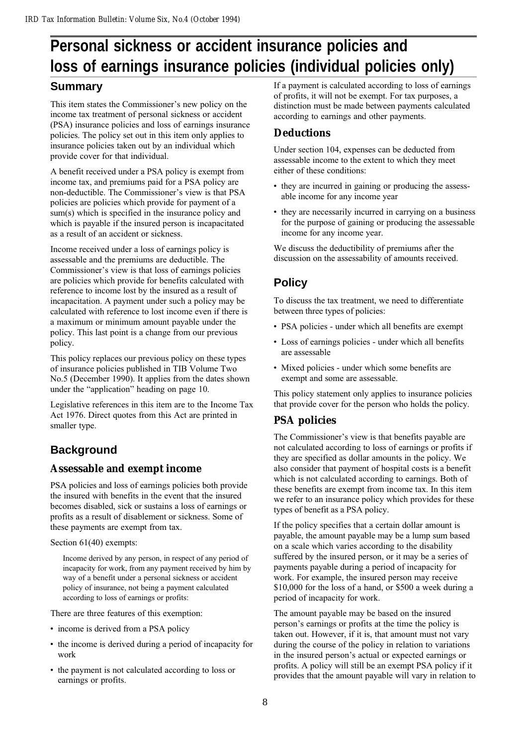# Personal sickness or accident insurance policies and loss of earnings insurance policies (individual policies only)

## Summary

This item states the Commissioner's new policy on the income tax treatment of personal sickness or accident (PSA) insurance policies and loss of earnings insurance policies. The policy set out in this item only applies to insurance policies taken out by an individual which provide cover for that individual.

A benefit received under a PSA policy is exempt from income tax, and premiums paid for a PSA policy are non-deductible. The Commissioner's view is that PSA policies are policies which provide for payment of a sum(s) which is specified in the insurance policy and which is payable if the insured person is incapacitated as a result of an accident or sickness.

Income received under a loss of earnings policy is assessable and the premiums are deductible. The Commissioner's view is that loss of earnings policies are policies which provide for benefits calculated with reference to income lost by the insured as a result of incapacitation. A payment under such a policy may be calculated with reference to lost income even if there is a maximum or minimum amount payable under the policy. This last point is a change from our previous policy.

This policy replaces our previous policy on these types of insurance policies published in TIB Volume Two No.5 (December 1990). It applies from the dates shown under the "application" heading on page 10.

Legislative references in this item are to the Income Tax Act 1976. Direct quotes from this Act are printed in smaller type.

## Background

### Assessable and exempt income

PSA policies and loss of earnings policies both provide the insured with benefits in the event that the insured becomes disabled, sick or sustains a loss of earnings or profits as a result of disablement or sickness. Some of these payments are exempt from tax.

Section 61(40) exempts:

> Income derived by any person, in respect of any period of incapacity for work, from any payment received by him by way of a benefit under a personal sickness or accident policy of insurance, not being a payment calculated according to loss of earnings or profits:

There are three features of this exemption:

- income is derived from a PSA policy
- the income is derived during a period of incapacity for work
- the payment is not calculated according to loss or earnings or profits.

If a payment is calculated according to loss of earnings of profits, it will not be exempt. For tax purposes, a distinction must be made between payments calculated according to earnings and other payments.

### Deductions

Under section 104, expenses can be deducted from assessable income to the extent to which they meet either of these conditions:

- they are incurred in gaining or producing the assessable income for any income year
- they are necessarily incurred in carrying on a business for the purpose of gaining or producing the assessable income for any income year.

We discuss the deductibility of premiums after the discussion on the assessability of amounts received.

## Policy

To discuss the tax treatment, we need to differentiate between three types of policies:

- PSA policies - under which all benefits are exempt
- Loss of earnings policies - under which all benefits are assessable
- Mixed policies - under which some benefits are exempt and some are assessable.

This policy statement only applies to insurance policies that provide cover for the person who holds the policy.

### PSA policies

The Commissioner's view is that benefits payable are not calculated according to loss of earnings or profits if they are specified as dollar amounts in the policy. We also consider that payment of hospital costs is a benefit which is not calculated according to earnings. Both of these benefits are exempt from income tax. In this item we refer to an insurance policy which provides for these types of benefit as a PSA policy.

If the policy specifies that a certain dollar amount is payable, the amount payable may be a lump sum based on a scale which varies according to the disability suffered by the insured person, or it may be a series of payments payable during a period of incapacity for work. For example, the insured person may receive \$10,000 for the loss of a hand, or \$500 a week during a period of incapacity for work.

The amount payable may be based on the insured person's earnings or profits at the time the policy is taken out. However, if it is, that amount must not vary during the course of the policy in relation to variations in the insured person's actual or expected earnings or profits. A policy will still be an exempt PSA policy if it provides that the amount payable will vary in relation to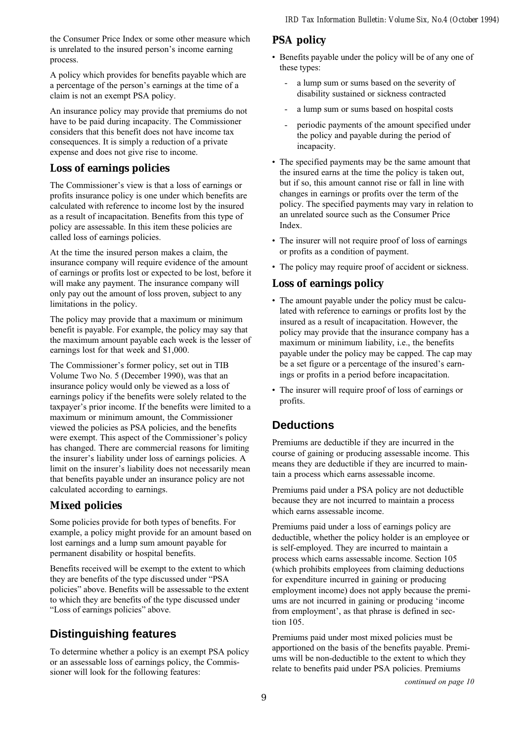the Consumer Price Index or some other measure which is unrelated to the insured person's income earning process.

A policy which provides for benefits payable which are a percentage of the person's earnings at the time of a claim is not an exempt PSA policy.

An insurance policy may provide that premiums do not have to be paid during incapacity. The Commissioner considers that this benefit does not have income tax consequences. It is simply a reduction of a private expense and does not give rise to income.

### Loss of earnings policies

The Commissioner's view is that a loss of earnings or profits insurance policy is one under which benefits are calculated with reference to income lost by the insured as a result of incapacitation. Benefits from this type of policy are assessable. In this item these policies are called loss of earnings policies.

At the time the insured person makes a claim, the insurance company will require evidence of the amount of earnings or profits lost or expected to be lost, before it will make any payment. The insurance company will only pay out the amount of loss proven, subject to any limitations in the policy.

The policy may provide that a maximum or minimum benefit is payable. For example, the policy may say that the maximum amount payable each week is the lesser of earnings lost for that week and $1,000.

The Commissioner's former policy, set out in TIB Volume Two No. 5 (December 1990), was that an insurance policy would only be viewed as a loss of earnings policy if the benefits were solely related to the taxpayer's prior income. If the benefits were limited to a maximum or minimum amount, the Commissioner viewed the policies as PSA policies, and the benefits were exempt. This aspect of the Commissioner's policy has changed. There are commercial reasons for limiting the insurer's liability under loss of earnings policies. A limit on the insurer's liability does not necessarily mean that benefits payable under an insurance policy are not calculated according to earnings.

### Mixed policies

Some policies provide for both types of benefits. For example, a policy might provide for an amount based on lost earnings and a lump sum amount payable for permanent disability or hospital benefits.

Benefits received will be exempt to the extent to which they are benefits of the type discussed under "PSA policies" above. Benefits will be assessable to the extent to which they are benefits of the type discussed under "Loss of earnings policies" above.

## Distinguishing features

To determine whether a policy is an exempt PSA policy or an assessable loss of earnings policy, the Commissioner will look for the following features:

### PSA policy

- Benefits payable under the policy will be of any one of these types:
  - a lump sum or sums based on the severity of disability sustained or sickness contracted
  - a lump sum or sums based on hospital costs
  - periodic payments of the amount specified under the policy and payable during the period of incapacity.
- The specified payments may be the same amount that the insured earns at the time the policy is taken out, but if so, this amount cannot rise or fall in line with changes in earnings or profits over the term of the policy. The specified payments may vary in relation to an unrelated source such as the Consumer Price Index.
- The insurer will not require proof of loss of earnings or profits as a condition of payment.
- The policy may require proof of accident or sickness.

### Loss of earnings policy

- The amount payable under the policy must be calculated with reference to earnings or profits lost by the insured as a result of incapacitation. However, the policy may provide that the insurance company has a maximum or minimum liability, i.e., the benefits payable under the policy may be capped. The cap may be a set figure or a percentage of the insured's earnings or profits in a period before incapacitation.
- The insurer will require proof of loss of earnings or profits.

## Deductions

Premiums are deductible if they are incurred in the course of gaining or producing assessable income. This means they are deductible if they are incurred to maintain a process which earns assessable income.

Premiums paid under a PSA policy are not deductible because they are not incurred to maintain a process which earns assessable income.

Premiums paid under a loss of earnings policy are deductible, whether the policy holder is an employee or is self-employed. They are incurred to maintain a process which earns assessable income. Section 105 (which prohibits employees from claiming deductions for expenditure incurred in gaining or producing employment income) does not apply because the premiums are not incurred in gaining or producing 'income from employment', as that phrase is defined in section 105.

Premiums paid under most mixed policies must be apportioned on the basis of the benefits payable. Premiums will be non-deductible to the extent to which they relate to benefits paid under PSA policies. Premiums

*continued on page 10*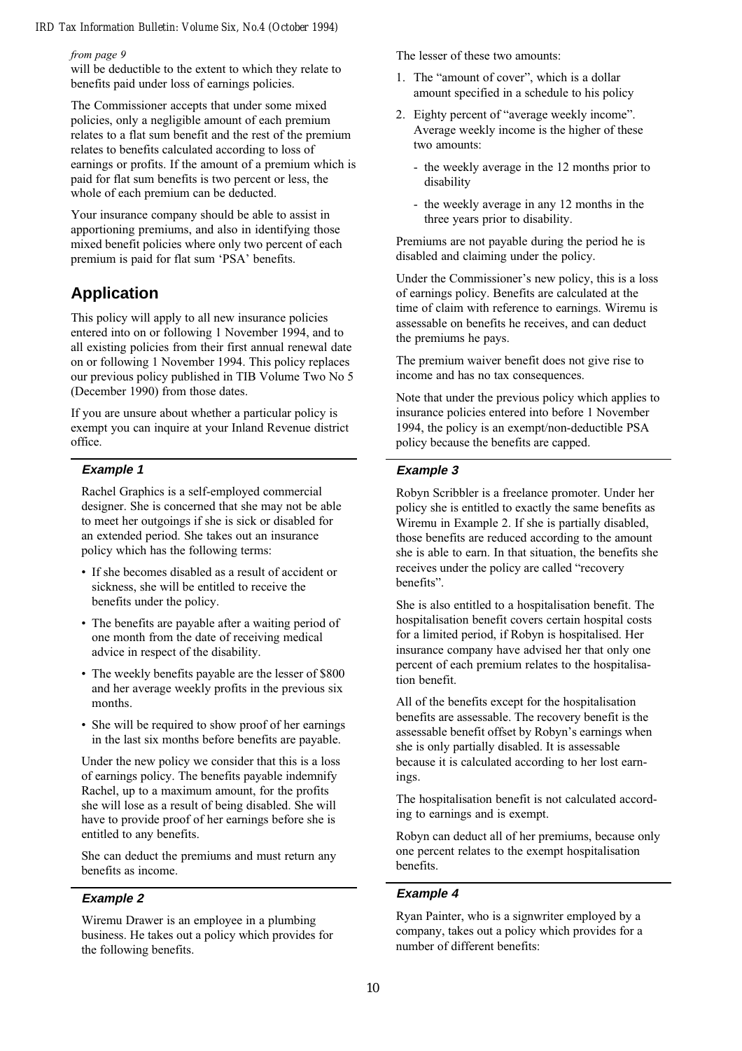*from page 9*

will be deductible to the extent to which they relate to benefits paid under loss of earnings policies.

The Commissioner accepts that under some mixed policies, only a negligible amount of each premium relates to a flat sum benefit and the rest of the premium relates to benefits calculated according to loss of earnings or profits. If the amount of a premium which is paid for flat sum benefits is two percent or less, the whole of each premium can be deducted.

Your insurance company should be able to assist in apportioning premiums, and also in identifying those mixed benefit policies where only two percent of each premium is paid for flat sum 'PSA' benefits.

## Application

This policy will apply to all new insurance policies entered into on or following 1 November 1994, and to all existing policies from their first annual renewal date on or following 1 November 1994. This policy replaces our previous policy published in TIB Volume Two No 5 (December 1990) from those dates.

If you are unsure about whether a particular policy is exempt you can inquire at your Inland Revenue district office.

### *Example 1*

Rachel Graphics is a self-employed commercial designer. She is concerned that she may not be able to meet her outgoings if she is sick or disabled for an extended period. She takes out an insurance policy which has the following terms:

- If she becomes disabled as a result of accident or sickness, she will be entitled to receive the benefits under the policy.
- The benefits are payable after a waiting period of one month from the date of receiving medical advice in respect of the disability.
- The weekly benefits payable are the lesser of $800 and her average weekly profits in the previous six months.
- She will be required to show proof of her earnings in the last six months before benefits are payable.

Under the new policy we consider that this is a loss of earnings policy. The benefits payable indemnify Rachel, up to a maximum amount, for the profits she will lose as a result of being disabled. She will have to provide proof of her earnings before she is entitled to any benefits.

She can deduct the premiums and must return any benefits as income.

### *Example 2*

Wiremu Drawer is an employee in a plumbing business. He takes out a policy which provides for the following benefits.

The lesser of these two amounts:

1. The "amount of cover", which is a dollar amount specified in a schedule to his policy
2. Eighty percent of "average weekly income". Average weekly income is the higher of these two amounts:
   - the weekly average in the 12 months prior to disability
   - the weekly average in any 12 months in the three years prior to disability.

Premiums are not payable during the period he is disabled and claiming under the policy.

Under the Commissioner's new policy, this is a loss of earnings policy. Benefits are calculated at the time of claim with reference to earnings. Wiremu is assessable on benefits he receives, and can deduct the premiums he pays.

The premium waiver benefit does not give rise to income and has no tax consequences.

Note that under the previous policy which applies to insurance policies entered into before 1 November 1994, the policy is an exempt/non-deductible PSA policy because the benefits are capped.

### *Example 3*

Robyn Scribbler is a freelance promoter. Under her policy she is entitled to exactly the same benefits as Wiremu in Example 2. If she is partially disabled, those benefits are reduced according to the amount she is able to earn. In that situation, the benefits she receives under the policy are called "recovery benefits".

She is also entitled to a hospitalisation benefit. The hospitalisation benefit covers certain hospital costs for a limited period, if Robyn is hospitalised. Her insurance company have advised her that only one percent of each premium relates to the hospitalisation benefit.

All of the benefits except for the hospitalisation benefits are assessable. The recovery benefit is the assessable benefit offset by Robyn's earnings when she is only partially disabled. It is assessable because it is calculated according to her lost earnings.

The hospitalisation benefit is not calculated according to earnings and is exempt.

Robyn can deduct all of her premiums, because only one percent relates to the exempt hospitalisation benefits.

### *Example 4*

Ryan Painter, who is a signwriter employed by a company, takes out a policy which provides for a number of different benefits: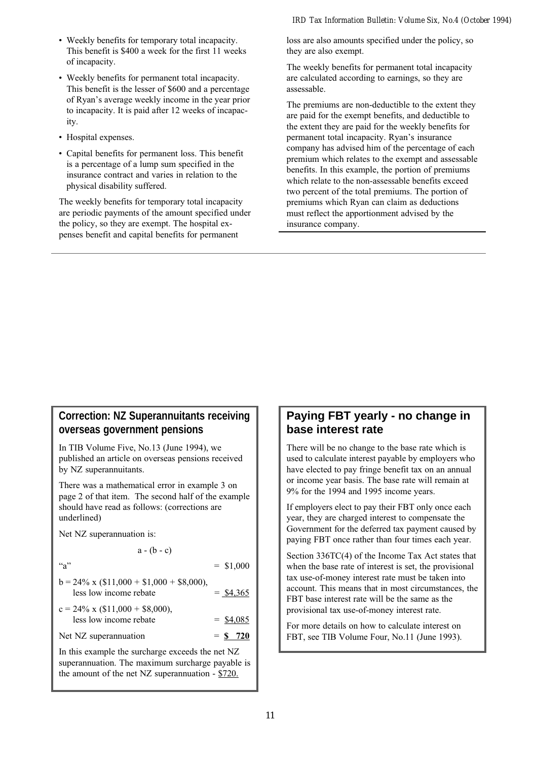- Weekly benefits for temporary total incapacity. This benefit is \$400 a week for the first 11 weeks of incapacity.
- Weekly benefits for permanent total incapacity. This benefit is the lesser of \$600 and a percentage of Ryan's average weekly income in the year prior to incapacity. It is paid after 12 weeks of incapacity.
- Hospital expenses.
- Capital benefits for permanent loss. This benefit is a percentage of a lump sum specified in the insurance contract and varies in relation to the physical disability suffered.

The weekly benefits for temporary total incapacity are periodic payments of the amount specified under the policy, so they are exempt. The hospital expenses benefit and capital benefits for permanent loss are also amounts specified under the policy, so they are also exempt.

The weekly benefits for permanent total incapacity are calculated according to earnings, so they are assessable.

The premiums are non-deductible to the extent they are paid for the exempt benefits, and deductible to the extent they are paid for the weekly benefits for permanent total incapacity. Ryan's insurance company has advised him of the percentage of each premium which relates to the exempt and assessable benefits. In this example, the portion of premiums which relate to the non-assessable benefits exceed two percent of the total premiums. The portion of premiums which Ryan can claim as deductions must reflect the apportionment advised by the insurance company.

## Correction: NZ Superannuitants receiving overseas government pensions

In TIB Volume Five, No.13 (June 1994), we published an article on overseas pensions received by NZ superannuitants.

There was a mathematical error in example 3 on page 2 of that item. The second half of the example should have read as follows: (corrections are underlined)

Net NZ superannuation is:

a - (b - c)

| | |
|---|---|
| "a" | = \$1,000 |
| b = 24% x (\$11,000 + \$1,000 + \$8,000), less low income rebate | = <u>\$4,365</u> |
| c = 24% x (\$11,000 + \$8,000), less low income rebate | = <u>\$4,085</u> |
| Net NZ superannuation | = **<u>\$ 720</u>** |

In this example the surcharge exceeds the net NZ superannuation. The maximum surcharge payable is the amount of the net NZ superannuation - <u>\$720.</u>

## Paying FBT yearly - no change in base interest rate

There will be no change to the base rate which is used to calculate interest payable by employers who have elected to pay fringe benefit tax on an annual or income year basis. The base rate will remain at 9% for the 1994 and 1995 income years.

If employers elect to pay their FBT only once each year, they are charged interest to compensate the Government for the deferred tax payment caused by paying FBT once rather than four times each year.

Section 336TC(4) of the Income Tax Act states that when the base rate of interest is set, the provisional tax use-of-money interest rate must be taken into account. This means that in most circumstances, the FBT base interest rate will be the same as the provisional tax use-of-money interest rate.

For more details on how to calculate interest on FBT, see TIB Volume Four, No.11 (June 1993).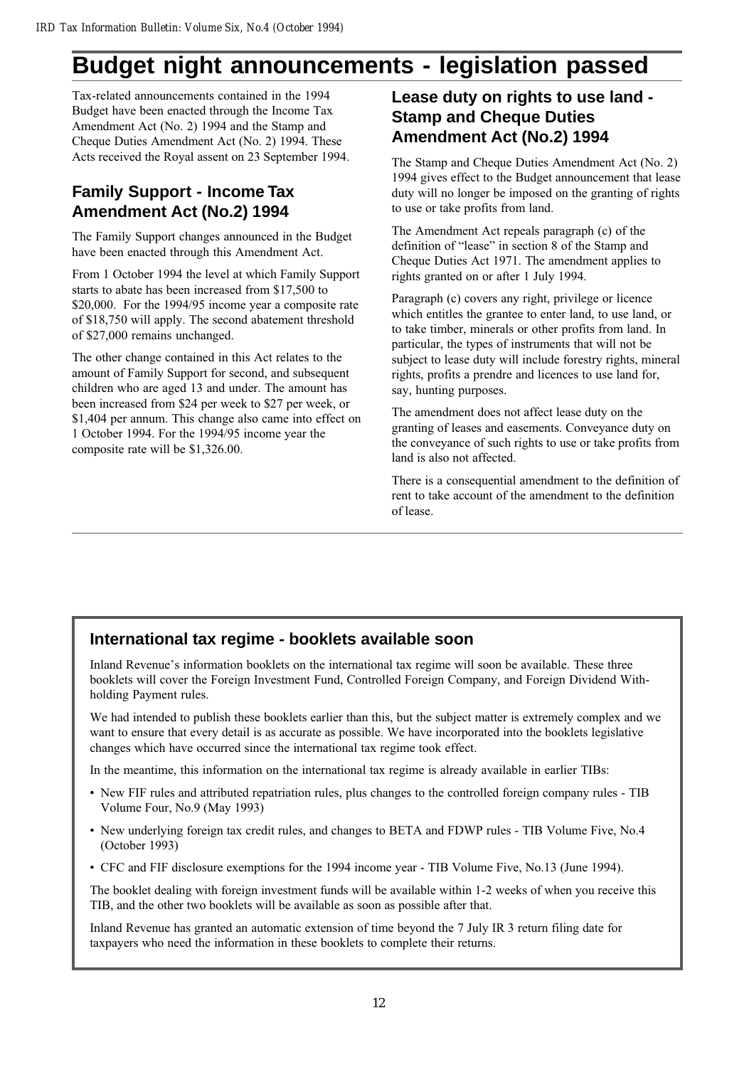# Budget night announcements - legislation passed

Tax-related announcements contained in the 1994 Budget have been enacted through the Income Tax Amendment Act (No. 2) 1994 and the Stamp and Cheque Duties Amendment Act (No. 2) 1994. These Acts received the Royal assent on 23 September 1994.

## Family Support - Income Tax Amendment Act (No.2) 1994

The Family Support changes announced in the Budget have been enacted through this Amendment Act.

From 1 October 1994 the level at which Family Support starts to abate has been increased from $17,500 to $20,000. For the 1994/95 income year a composite rate of $18,750 will apply. The second abatement threshold of $27,000 remains unchanged.

The other change contained in this Act relates to the amount of Family Support for second, and subsequent children who are aged 13 and under. The amount has been increased from $24 per week to $27 per week, or $1,404 per annum. This change also came into effect on 1 October 1994. For the 1994/95 income year the composite rate will be $1,326.00.

## Lease duty on rights to use land - Stamp and Cheque Duties Amendment Act (No.2) 1994

The Stamp and Cheque Duties Amendment Act (No. 2) 1994 gives effect to the Budget announcement that lease duty will no longer be imposed on the granting of rights to use or take profits from land.

The Amendment Act repeals paragraph (c) of the definition of "lease" in section 8 of the Stamp and Cheque Duties Act 1971. The amendment applies to rights granted on or after 1 July 1994.

Paragraph (c) covers any right, privilege or licence which entitles the grantee to enter land, to use land, or to take timber, minerals or other profits from land. In particular, the types of instruments that will not be subject to lease duty will include forestry rights, mineral rights, profits a prendre and licences to use land for, say, hunting purposes.

The amendment does not affect lease duty on the granting of leases and easements. Conveyance duty on the conveyance of such rights to use or take profits from land is also not affected.

There is a consequential amendment to the definition of rent to take account of the amendment to the definition of lease.

## International tax regime - booklets available soon

Inland Revenue's information booklets on the international tax regime will soon be available. These three booklets will cover the Foreign Investment Fund, Controlled Foreign Company, and Foreign Dividend Withholding Payment rules.

We had intended to publish these booklets earlier than this, but the subject matter is extremely complex and we want to ensure that every detail is as accurate as possible. We have incorporated into the booklets legislative changes which have occurred since the international tax regime took effect.

In the meantime, this information on the international tax regime is already available in earlier TIBs:

- New FIF rules and attributed repatriation rules, plus changes to the controlled foreign company rules - TIB Volume Four, No.9 (May 1993)
- New underlying foreign tax credit rules, and changes to BETA and FDWP rules - TIB Volume Five, No.4 (October 1993)
- CFC and FIF disclosure exemptions for the 1994 income year - TIB Volume Five, No.13 (June 1994).

The booklet dealing with foreign investment funds will be available within 1-2 weeks of when you receive this TIB, and the other two booklets will be available as soon as possible after that.

Inland Revenue has granted an automatic extension of time beyond the 7 July IR 3 return filing date for taxpayers who need the information in these booklets to complete their returns.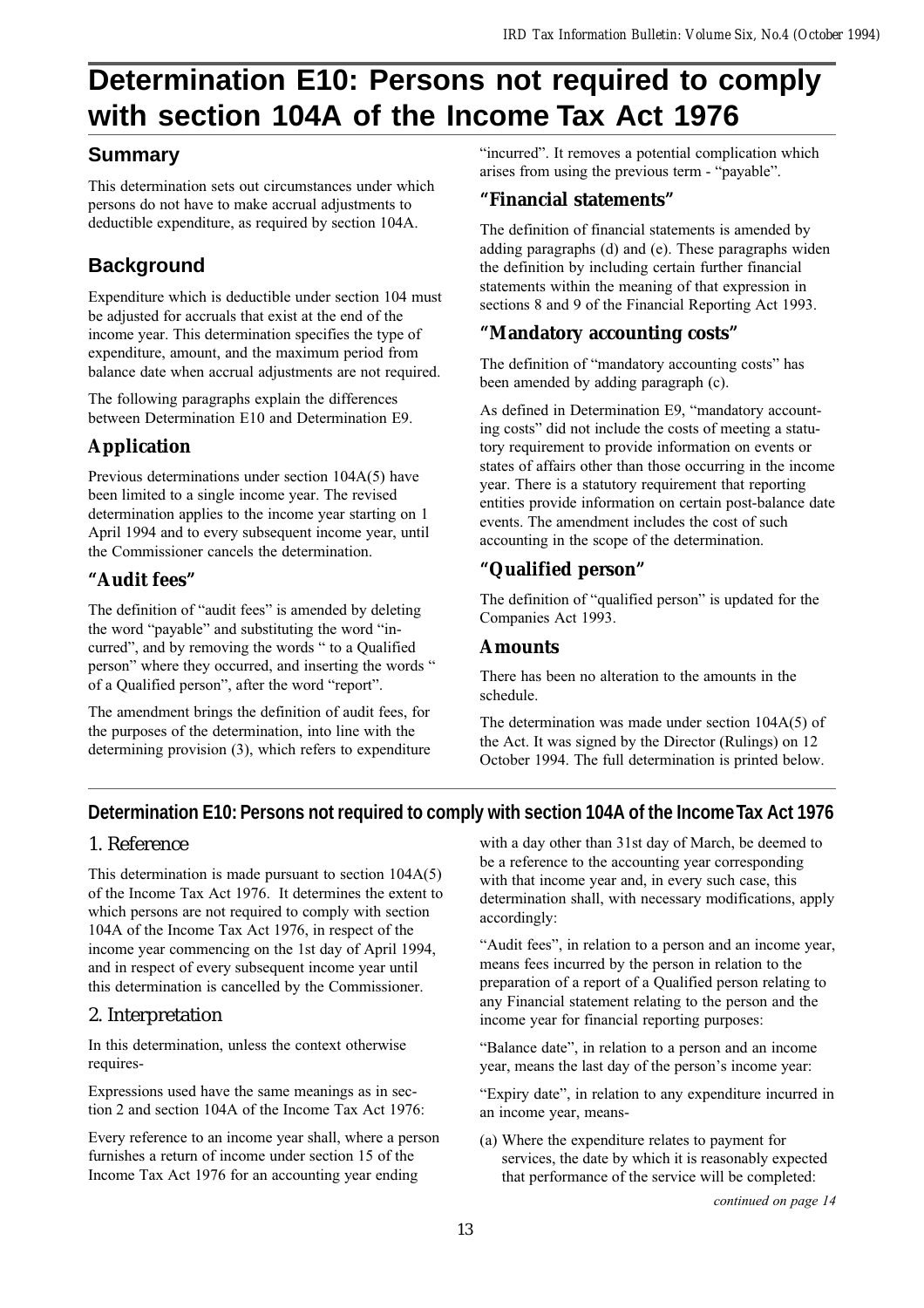# Determination E10: Persons not required to comply with section 104A of the Income Tax Act 1976

## Summary

This determination sets out circumstances under which persons do not have to make accrual adjustments to deductible expenditure, as required by section 104A.

## Background

Expenditure which is deductible under section 104 must be adjusted for accruals that exist at the end of the income year. This determination specifies the type of expenditure, amount, and the maximum period from balance date when accrual adjustments are not required.

The following paragraphs explain the differences between Determination E10 and Determination E9.

### Application

Previous determinations under section 104A(5) have been limited to a single income year. The revised determination applies to the income year starting on 1 April 1994 and to every subsequent income year, until the Commissioner cancels the determination.

### "Audit fees"

The definition of "audit fees" is amended by deleting the word "payable" and substituting the word "incurred", and by removing the words " to a Qualified person" where they occurred, and inserting the words " of a Qualified person", after the word "report".

The amendment brings the definition of audit fees, for the purposes of the determination, into line with the determining provision (3), which refers to expenditure "incurred". It removes a potential complication which arises from using the previous term - "payable".

### "Financial statements"

The definition of financial statements is amended by adding paragraphs (d) and (e). These paragraphs widen the definition by including certain further financial statements within the meaning of that expression in sections 8 and 9 of the Financial Reporting Act 1993.

### "Mandatory accounting costs"

The definition of "mandatory accounting costs" has been amended by adding paragraph (c).

As defined in Determination E9, "mandatory accounting costs" did not include the costs of meeting a statutory requirement to provide information on events or states of affairs other than those occurring in the income year. There is a statutory requirement that reporting entities provide information on certain post-balance date events. The amendment includes the cost of such accounting in the scope of the determination.

### "Qualified person"

The definition of "qualified person" is updated for the Companies Act 1993.

### Amounts

There has been no alteration to the amounts in the schedule.

The determination was made under section 104A(5) of the Act. It was signed by the Director (Rulings) on 12 October 1994. The full determination is printed below.

## Determination E10: Persons not required to comply with section 104A of the Income Tax Act 1976

### 1. Reference

This determination is made pursuant to section 104A(5) of the Income Tax Act 1976. It determines the extent to which persons are not required to comply with section 104A of the Income Tax Act 1976, in respect of the income year commencing on the 1st day of April 1994, and in respect of every subsequent income year until this determination is cancelled by the Commissioner.

### 2. Interpretation

In this determination, unless the context otherwise requires-

Expressions used have the same meanings as in section 2 and section 104A of the Income Tax Act 1976:

Every reference to an income year shall, where a person furnishes a return of income under section 15 of the Income Tax Act 1976 for an accounting year ending with a day other than 31st day of March, be deemed to be a reference to the accounting year corresponding with that income year and, in every such case, this determination shall, with necessary modifications, apply accordingly:

"Audit fees", in relation to a person and an income year, means fees incurred by the person in relation to the preparation of a report of a Qualified person relating to any Financial statement relating to the person and the income year for financial reporting purposes:

"Balance date", in relation to a person and an income year, means the last day of the person's income year:

"Expiry date", in relation to any expenditure incurred in an income year, means-

(a) Where the expenditure relates to payment for services, the date by which it is reasonably expected that performance of the service will be completed:

*continued on page 14*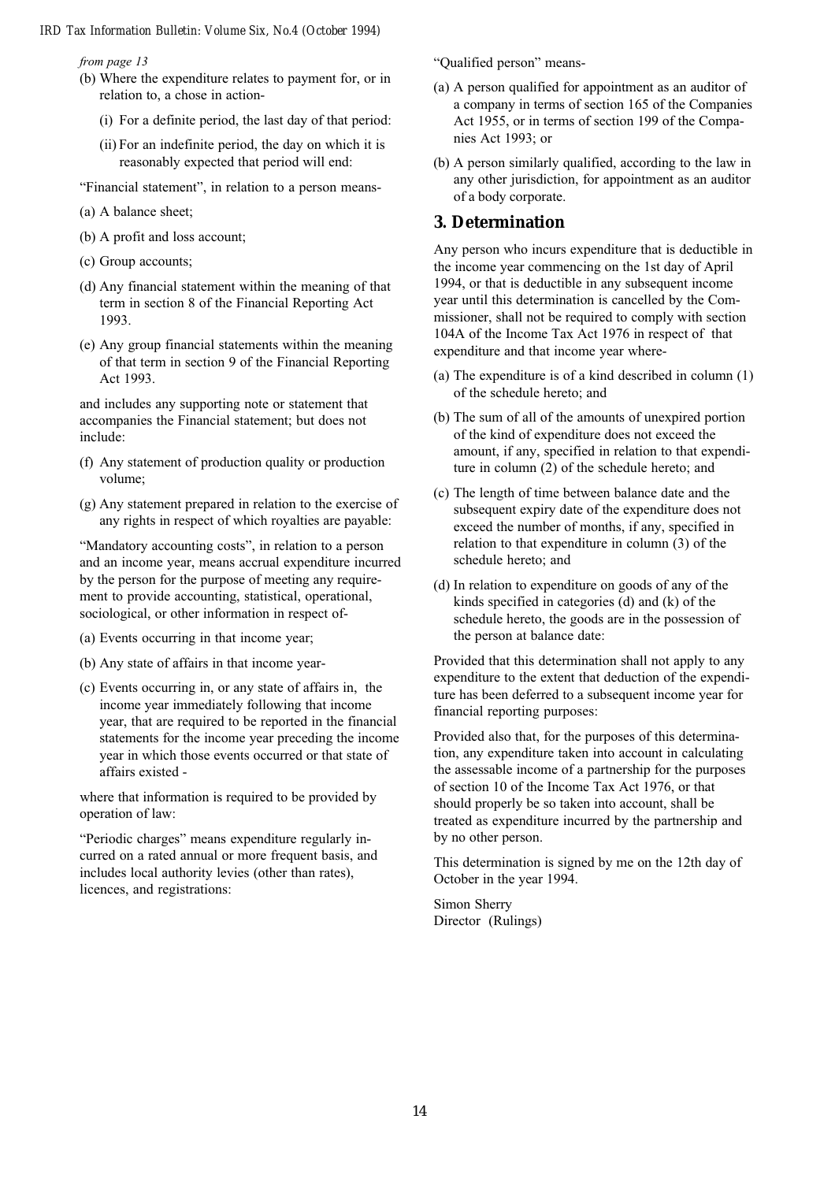*from page 13*

(b) Where the expenditure relates to payment for, or in relation to, a chose in action-

(i) For a definite period, the last day of that period:

(ii) For an indefinite period, the day on which it is reasonably expected that period will end:

"Financial statement", in relation to a person means-

(a) A balance sheet;

(b) A profit and loss account;

(c) Group accounts;

(d) Any financial statement within the meaning of that term in section 8 of the Financial Reporting Act 1993.

(e) Any group financial statements within the meaning of that term in section 9 of the Financial Reporting Act 1993.

and includes any supporting note or statement that accompanies the Financial statement; but does not include:

(f) Any statement of production quality or production volume;

(g) Any statement prepared in relation to the exercise of any rights in respect of which royalties are payable:

"Mandatory accounting costs", in relation to a person and an income year, means accrual expenditure incurred by the person for the purpose of meeting any requirement to provide accounting, statistical, operational, sociological, or other information in respect of-

(a) Events occurring in that income year;

(b) Any state of affairs in that income year-

(c) Events occurring in, or any state of affairs in, the income year immediately following that income year, that are required to be reported in the financial statements for the income year preceding the income year in which those events occurred or that state of affairs existed -

where that information is required to be provided by operation of law:

"Periodic charges" means expenditure regularly incurred on a rated annual or more frequent basis, and includes local authority levies (other than rates), licences, and registrations:

"Qualified person" means-

(a) A person qualified for appointment as an auditor of a company in terms of section 165 of the Companies Act 1955, or in terms of section 199 of the Companies Act 1993; or

(b) A person similarly qualified, according to the law in any other jurisdiction, for appointment as an auditor of a body corporate.

## 3. Determination

Any person who incurs expenditure that is deductible in the income year commencing on the 1st day of April 1994, or that is deductible in any subsequent income year until this determination is cancelled by the Commissioner, shall not be required to comply with section 104A of the Income Tax Act 1976 in respect of that expenditure and that income year where-

(a) The expenditure is of a kind described in column (1) of the schedule hereto; and

(b) The sum of all of the amounts of unexpired portion of the kind of expenditure does not exceed the amount, if any, specified in relation to that expenditure in column (2) of the schedule hereto; and

(c) The length of time between balance date and the subsequent expiry date of the expenditure does not exceed the number of months, if any, specified in relation to that expenditure in column (3) of the schedule hereto; and

(d) In relation to expenditure on goods of any of the kinds specified in categories (d) and (k) of the schedule hereto, the goods are in the possession of the person at balance date:

Provided that this determination shall not apply to any expenditure to the extent that deduction of the expenditure has been deferred to a subsequent income year for financial reporting purposes:

Provided also that, for the purposes of this determination, any expenditure taken into account in calculating the assessable income of a partnership for the purposes of section 10 of the Income Tax Act 1976, or that should properly be so taken into account, shall be treated as expenditure incurred by the partnership and by no other person.

This determination is signed by me on the 12th day of October in the year 1994.

Simon Sherry
Director (Rulings)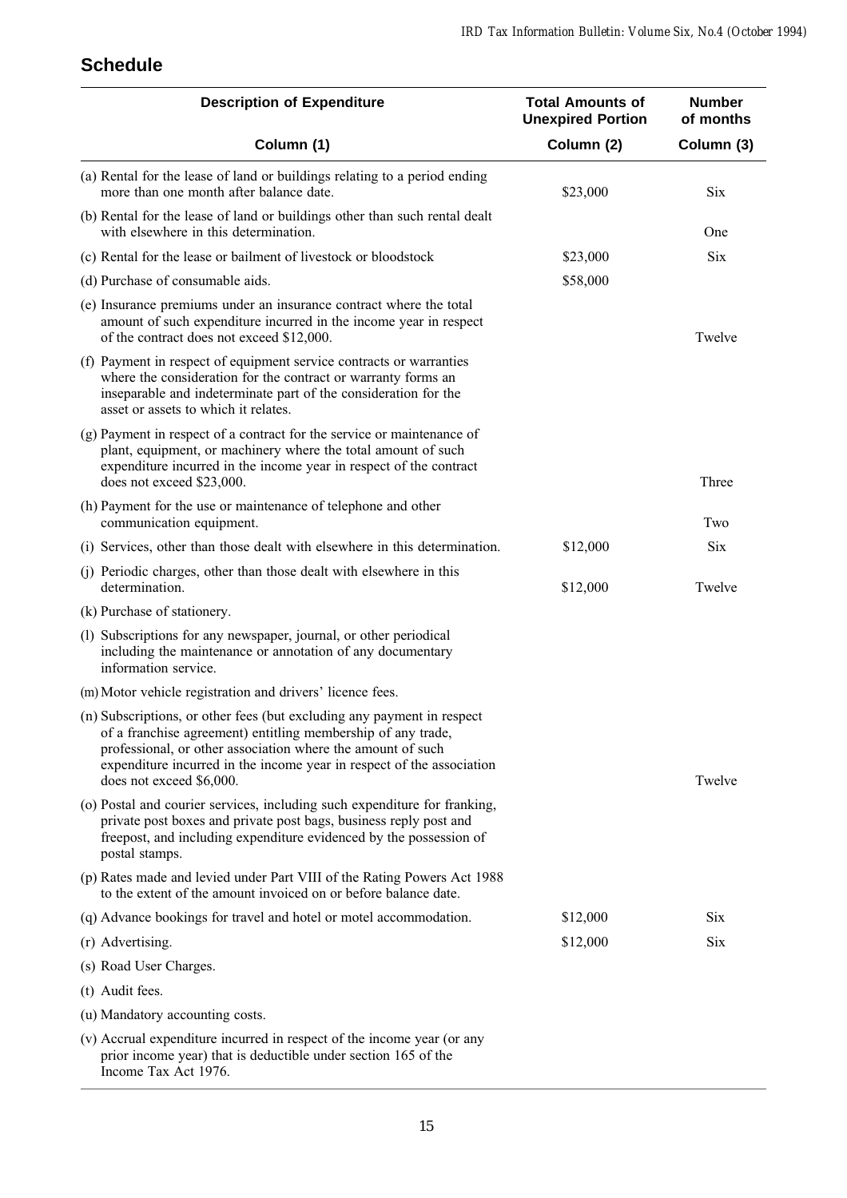## Schedule

| Description of Expenditure | Total Amounts of Unexpired Portion | Number of months |
|---|---|---|
| Column (1) | Column (2) | Column (3) |
| (a) Rental for the lease of land or buildings relating to a period ending more than one month after balance date. | $23,000 | Six |
| (b) Rental for the lease of land or buildings other than such rental dealt with elsewhere in this determination. | | One |
| (c) Rental for the lease or bailment of livestock or bloodstock | $23,000 | Six |
| (d) Purchase of consumable aids. | $58,000 | |
| (e) Insurance premiums under an insurance contract where the total amount of such expenditure incurred in the income year in respect of the contract does not exceed $12,000. | | Twelve |
| (f) Payment in respect of equipment service contracts or warranties where the consideration for the contract or warranty forms an inseparable and indeterminate part of the consideration for the asset or assets to which it relates. | | |
| (g) Payment in respect of a contract for the service or maintenance of plant, equipment, or machinery where the total amount of such expenditure incurred in the income year in respect of the contract does not exceed $23,000. | | Three |
| (h) Payment for the use or maintenance of telephone and other communication equipment. | | Two |
| (i) Services, other than those dealt with elsewhere in this determination. | $12,000 | Six |
| (j) Periodic charges, other than those dealt with elsewhere in this determination. | $12,000 | Twelve |
| (k) Purchase of stationery. | | |
| (l) Subscriptions for any newspaper, journal, or other periodical including the maintenance or annotation of any documentary information service. | | |
| (m) Motor vehicle registration and drivers' licence fees. | | |
| (n) Subscriptions, or other fees (but excluding any payment in respect of a franchise agreement) entitling membership of any trade, professional, or other association where the amount of such expenditure incurred in the income year in respect of the association does not exceed $6,000. | | Twelve |
| (o) Postal and courier services, including such expenditure for franking, private post boxes and private post bags, business reply post and freepost, and including expenditure evidenced by the possession of postal stamps. | | |
| (p) Rates made and levied under Part VIII of the Rating Powers Act 1988 to the extent of the amount invoiced on or before balance date. | | |
| (q) Advance bookings for travel and hotel or motel accommodation. | $12,000 | Six |
| (r) Advertising. | $12,000 | Six |
| (s) Road User Charges. | | |
| (t) Audit fees. | | |
| (u) Mandatory accounting costs. | | |
| (v) Accrual expenditure incurred in respect of the income year (or any prior income year) that is deductible under section 165 of the Income Tax Act 1976. | | |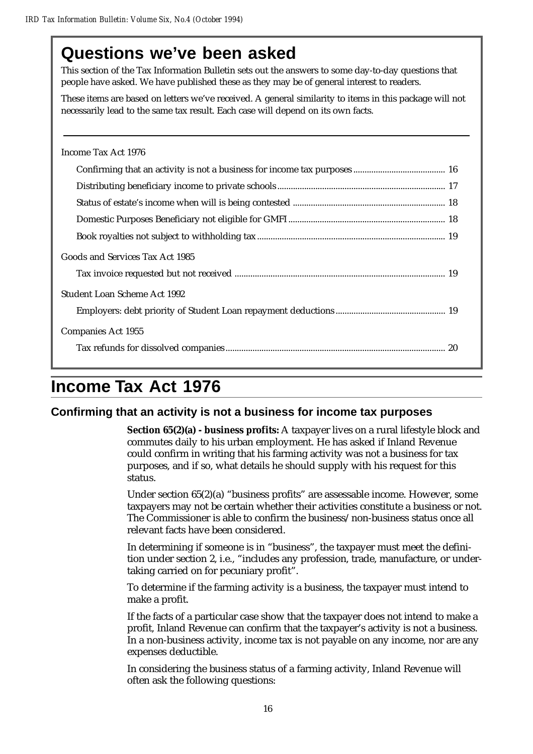# Questions we've been asked

This section of the Tax Information Bulletin sets out the answers to some day-to-day questions that people have asked. We have published these as they may be of general interest to readers.

These items are based on letters we've received. A general similarity to items in this package will not necessarily lead to the same tax result. Each case will depend on its own facts.

---

Income Tax Act 1976

- Confirming that an activity is not a business for income tax purposes ........ 16
- Distributing beneficiary income to private schools ........ 17
- Status of estate's income when will is being contested ........ 18
- Domestic Purposes Beneficiary not eligible for GMFI ........ 18
- Book royalties not subject to withholding tax ........ 19

Goods and Services Tax Act 1985

- Tax invoice requested but not received ........ 19

Student Loan Scheme Act 1992

- Employers: debt priority of Student Loan repayment deductions ........ 19

Companies Act 1955

- Tax refunds for dissolved companies ........ 20

# Income Tax Act 1976

## Confirming that an activity is not a business for income tax purposes

**Section 65(2)(a) - business profits:** A taxpayer lives on a rural lifestyle block and commutes daily to his urban employment. He has asked if Inland Revenue could confirm in writing that his farming activity was not a business for tax purposes, and if so, what details he should supply with his request for this status.

Under section 65(2)(a) "business profits" are assessable income. However, some taxpayers may not be certain whether their activities constitute a business or not. The Commissioner is able to confirm the business/non-business status once all relevant facts have been considered.

In determining if someone is in "business", the taxpayer must meet the definition under section 2, i.e., "includes any profession, trade, manufacture, or undertaking carried on for pecuniary profit".

To determine if the farming activity is a business, the taxpayer must intend to make a profit.

If the facts of a particular case show that the taxpayer does not intend to make a profit, Inland Revenue can confirm that the taxpayer's activity is not a business. In a non-business activity, income tax is not payable on any income, nor are any expenses deductible.

In considering the business status of a farming activity, Inland Revenue will often ask the following questions: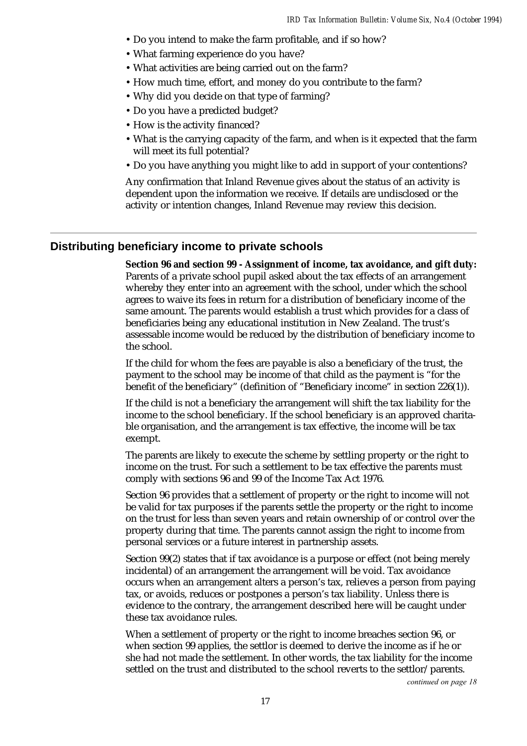- Do you intend to make the farm profitable, and if so how?
- What farming experience do you have?
- What activities are being carried out on the farm?
- How much time, effort, and money do you contribute to the farm?
- Why did you decide on that type of farming?
- Do you have a predicted budget?
- How is the activity financed?
- What is the carrying capacity of the farm, and when is it expected that the farm will meet its full potential?
- Do you have anything you might like to add in support of your contentions?

Any confirmation that Inland Revenue gives about the status of an activity is dependent upon the information we receive. If details are undisclosed or the activity or intention changes, Inland Revenue may review this decision.

## Distributing beneficiary income to private schools

**Section 96 and section 99 - Assignment of income, tax avoidance, and gift duty:** Parents of a private school pupil asked about the tax effects of an arrangement whereby they enter into an agreement with the school, under which the school agrees to waive its fees in return for a distribution of beneficiary income of the same amount. The parents would establish a trust which provides for a class of beneficiaries being any educational institution in New Zealand. The trust's assessable income would be reduced by the distribution of beneficiary income to the school.

If the child for whom the fees are payable is also a beneficiary of the trust, the payment to the school may be income of that child as the payment is "for the benefit of the beneficiary" (definition of "Beneficiary income" in section 226(1)).

If the child is not a beneficiary the arrangement will shift the tax liability for the income to the school beneficiary. If the school beneficiary is an approved charitable organisation, and the arrangement is tax effective, the income will be tax exempt.

The parents are likely to execute the scheme by settling property or the right to income on the trust. For such a settlement to be tax effective the parents must comply with sections 96 and 99 of the Income Tax Act 1976.

Section 96 provides that a settlement of property or the right to income will not be valid for tax purposes if the parents settle the property or the right to income on the trust for less than seven years and retain ownership of or control over the property during that time. The parents cannot assign the right to income from personal services or a future interest in partnership assets.

Section 99(2) states that if tax avoidance is a purpose or effect (not being merely incidental) of an arrangement the arrangement will be void. Tax avoidance occurs when an arrangement alters a person's tax, relieves a person from paying tax, or avoids, reduces or postpones a person's tax liability. Unless there is evidence to the contrary, the arrangement described here will be caught under these tax avoidance rules.

When a settlement of property or the right to income breaches section 96, or when section 99 applies, the settlor is deemed to derive the income as if he or she had not made the settlement. In other words, the tax liability for the income settled on the trust and distributed to the school reverts to the settlor/parents.

*continued on page 18*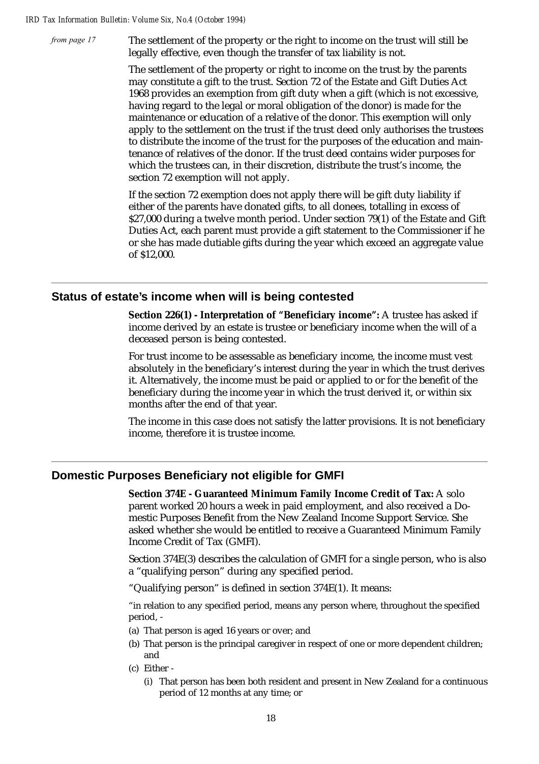*from page 17*

The settlement of the property or the right to income on the trust will still be legally effective, even though the transfer of tax liability is not.

The settlement of the property or right to income on the trust by the parents may constitute a gift to the trust. Section 72 of the Estate and Gift Duties Act 1968 provides an exemption from gift duty when a gift (which is not excessive, having regard to the legal or moral obligation of the donor) is made for the maintenance or education of a relative of the donor. This exemption will only apply to the settlement on the trust if the trust deed only authorises the trustees to distribute the income of the trust for the purposes of the education and maintenance of relatives of the donor. If the trust deed contains wider purposes for which the trustees can, in their discretion, distribute the trust's income, the section 72 exemption will not apply.

If the section 72 exemption does not apply there will be gift duty liability if either of the parents have donated gifts, to all donees, totalling in excess of $27,000 during a twelve month period. Under section 79(1) of the Estate and Gift Duties Act, each parent must provide a gift statement to the Commissioner if he or she has made dutiable gifts during the year which exceed an aggregate value of $12,000.

## Status of estate's income when will is being contested

**Section 226(1) - Interpretation of "Beneficiary income":** A trustee has asked if income derived by an estate is trustee or beneficiary income when the will of a deceased person is being contested.

For trust income to be assessable as beneficiary income, the income must vest absolutely in the beneficiary's interest during the year in which the trust derives it. Alternatively, the income must be paid or applied to or for the benefit of the beneficiary during the income year in which the trust derived it, or within six months after the end of that year.

The income in this case does not satisfy the latter provisions. It is not beneficiary income, therefore it is trustee income.

## Domestic Purposes Beneficiary not eligible for GMFI

**Section 374E - Guaranteed Minimum Family Income Credit of Tax:** A solo parent worked 20 hours a week in paid employment, and also received a Domestic Purposes Benefit from the New Zealand Income Support Service. She asked whether she would be entitled to receive a Guaranteed Minimum Family Income Credit of Tax (GMFI).

Section 374E(3) describes the calculation of GMFI for a single person, who is also a "qualifying person" during any specified period.

"Qualifying person" is defined in section 374E(1). It means:

"in relation to any specified period, means any person where, throughout the specified period, -

(a) That person is aged 16 years or over; and

(b) That person is the principal caregiver in respect of one or more dependent children; and

(c) Either -

  (i) That person has been both resident and present in New Zealand for a continuous period of 12 months at any time; or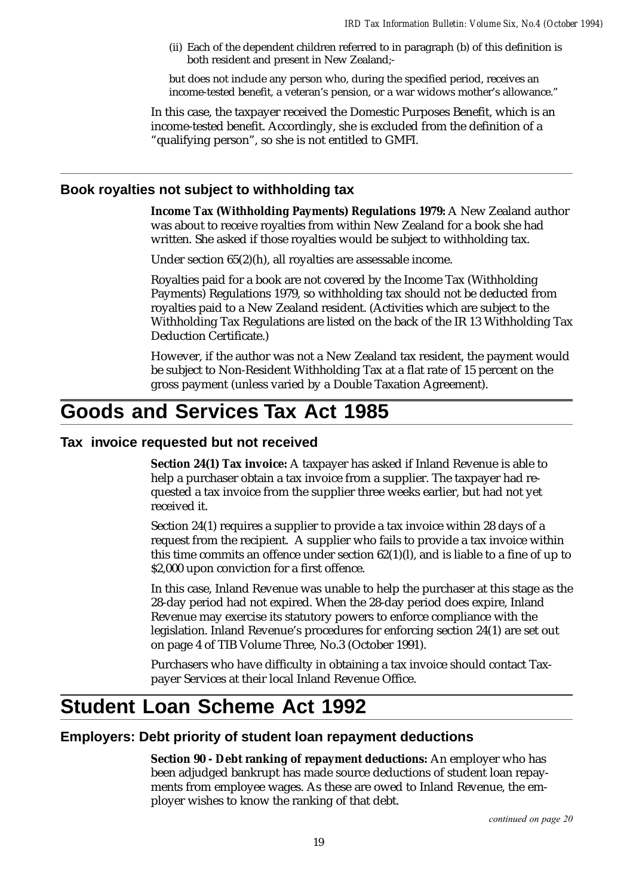(ii) Each of the dependent children referred to in paragraph (b) of this definition is both resident and present in New Zealand;-

but does not include any person who, during the specified period, receives an income-tested benefit, a veteran's pension, or a war widows mother's allowance."

In this case, the taxpayer received the Domestic Purposes Benefit, which is an income-tested benefit. Accordingly, she is excluded from the definition of a "qualifying person", so she is not entitled to GMFI.

### Book royalties not subject to withholding tax

**Income Tax (Withholding Payments) Regulations 1979:** A New Zealand author was about to receive royalties from within New Zealand for a book she had written. She asked if those royalties would be subject to withholding tax.

Under section 65(2)(h), all royalties are assessable income.

Royalties paid for a book are not covered by the Income Tax (Withholding Payments) Regulations 1979, so withholding tax should not be deducted from royalties paid to a New Zealand resident. (Activities which are subject to the Withholding Tax Regulations are listed on the back of the IR 13 Withholding Tax Deduction Certificate.)

However, if the author was not a New Zealand tax resident, the payment would be subject to Non-Resident Withholding Tax at a flat rate of 15 percent on the gross payment (unless varied by a Double Taxation Agreement).

## Goods and Services Tax Act 1985

### Tax invoice requested but not received

**Section 24(1) Tax invoice:** A taxpayer has asked if Inland Revenue is able to help a purchaser obtain a tax invoice from a supplier. The taxpayer had requested a tax invoice from the supplier three weeks earlier, but had not yet received it.

Section 24(1) requires a supplier to provide a tax invoice within 28 days of a request from the recipient. A supplier who fails to provide a tax invoice within this time commits an offence under section 62(1)(l), and is liable to a fine of up to $2,000 upon conviction for a first offence.

In this case, Inland Revenue was unable to help the purchaser at this stage as the 28-day period had not expired. When the 28-day period does expire, Inland Revenue may exercise its statutory powers to enforce compliance with the legislation. Inland Revenue's procedures for enforcing section 24(1) are set out on page 4 of TIB Volume Three, No.3 (October 1991).

Purchasers who have difficulty in obtaining a tax invoice should contact Taxpayer Services at their local Inland Revenue Office.

## Student Loan Scheme Act 1992

### Employers: Debt priority of student loan repayment deductions

**Section 90 - Debt ranking of repayment deductions:** An employer who has been adjudged bankrupt has made source deductions of student loan repayments from employee wages. As these are owed to Inland Revenue, the employer wishes to know the ranking of that debt.

*continued on page 20*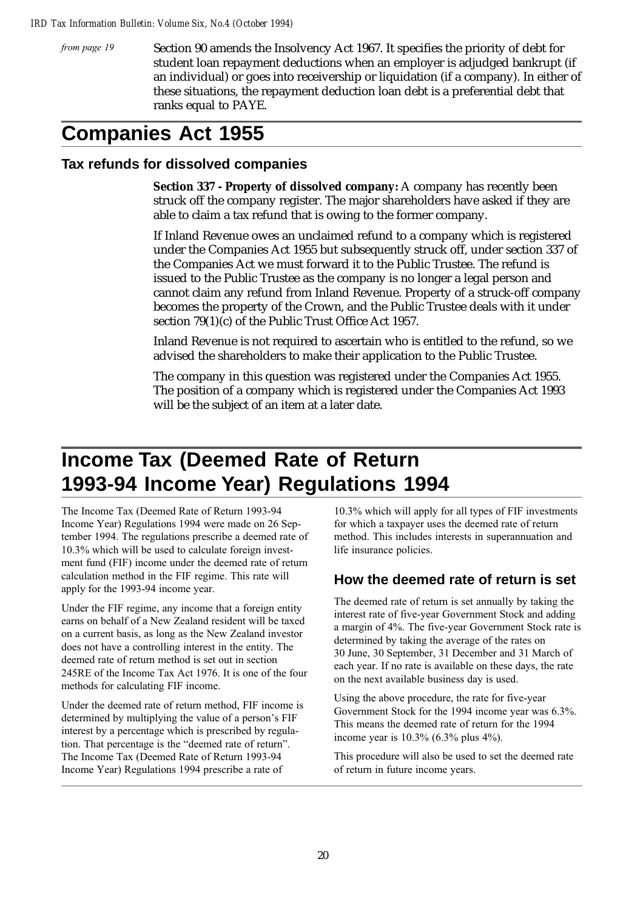*from page 19*

Section 90 amends the Insolvency Act 1967. It specifies the priority of debt for student loan repayment deductions when an employer is adjudged bankrupt (if an individual) or goes into receivership or liquidation (if a company). In either of these situations, the repayment deduction loan debt is a preferential debt that ranks equal to PAYE.

# Companies Act 1955

## Tax refunds for dissolved companies

**Section 337 - Property of dissolved company:** A company has recently been struck off the company register. The major shareholders have asked if they are able to claim a tax refund that is owing to the former company.

If Inland Revenue owes an unclaimed refund to a company which is registered under the Companies Act 1955 but subsequently struck off, under section 337 of the Companies Act we must forward it to the Public Trustee. The refund is issued to the Public Trustee as the company is no longer a legal person and cannot claim any refund from Inland Revenue. Property of a struck-off company becomes the property of the Crown, and the Public Trustee deals with it under section 79(1)(c) of the Public Trust Office Act 1957.

Inland Revenue is not required to ascertain who is entitled to the refund, so we advised the shareholders to make their application to the Public Trustee.

The company in this question was registered under the Companies Act 1955. The position of a company which is registered under the Companies Act 1993 will be the subject of an item at a later date.

# Income Tax (Deemed Rate of Return 1993-94 Income Year) Regulations 1994

The Income Tax (Deemed Rate of Return 1993-94 Income Year) Regulations 1994 were made on 26 September 1994. The regulations prescribe a deemed rate of 10.3% which will be used to calculate foreign investment fund (FIF) income under the deemed rate of return calculation method in the FIF regime. This rate will apply for the 1993-94 income year.

Under the FIF regime, any income that a foreign entity earns on behalf of a New Zealand resident will be taxed on a current basis, as long as the New Zealand investor does not have a controlling interest in the entity. The deemed rate of return method is set out in section 245RE of the Income Tax Act 1976. It is one of the four methods for calculating FIF income.

Under the deemed rate of return method, FIF income is determined by multiplying the value of a person's FIF interest by a percentage which is prescribed by regulation. That percentage is the "deemed rate of return". The Income Tax (Deemed Rate of Return 1993-94 Income Year) Regulations 1994 prescribe a rate of 10.3% which will apply for all types of FIF investments for which a taxpayer uses the deemed rate of return method. This includes interests in superannuation and life insurance policies.

## How the deemed rate of return is set

The deemed rate of return is set annually by taking the interest rate of five-year Government Stock and adding a margin of 4%. The five-year Government Stock rate is determined by taking the average of the rates on 30 June, 30 September, 31 December and 31 March of each year. If no rate is available on these days, the rate on the next available business day is used.

Using the above procedure, the rate for five-year Government Stock for the 1994 income year was 6.3%. This means the deemed rate of return for the 1994 income year is 10.3% (6.3% plus 4%).

This procedure will also be used to set the deemed rate of return in future income years.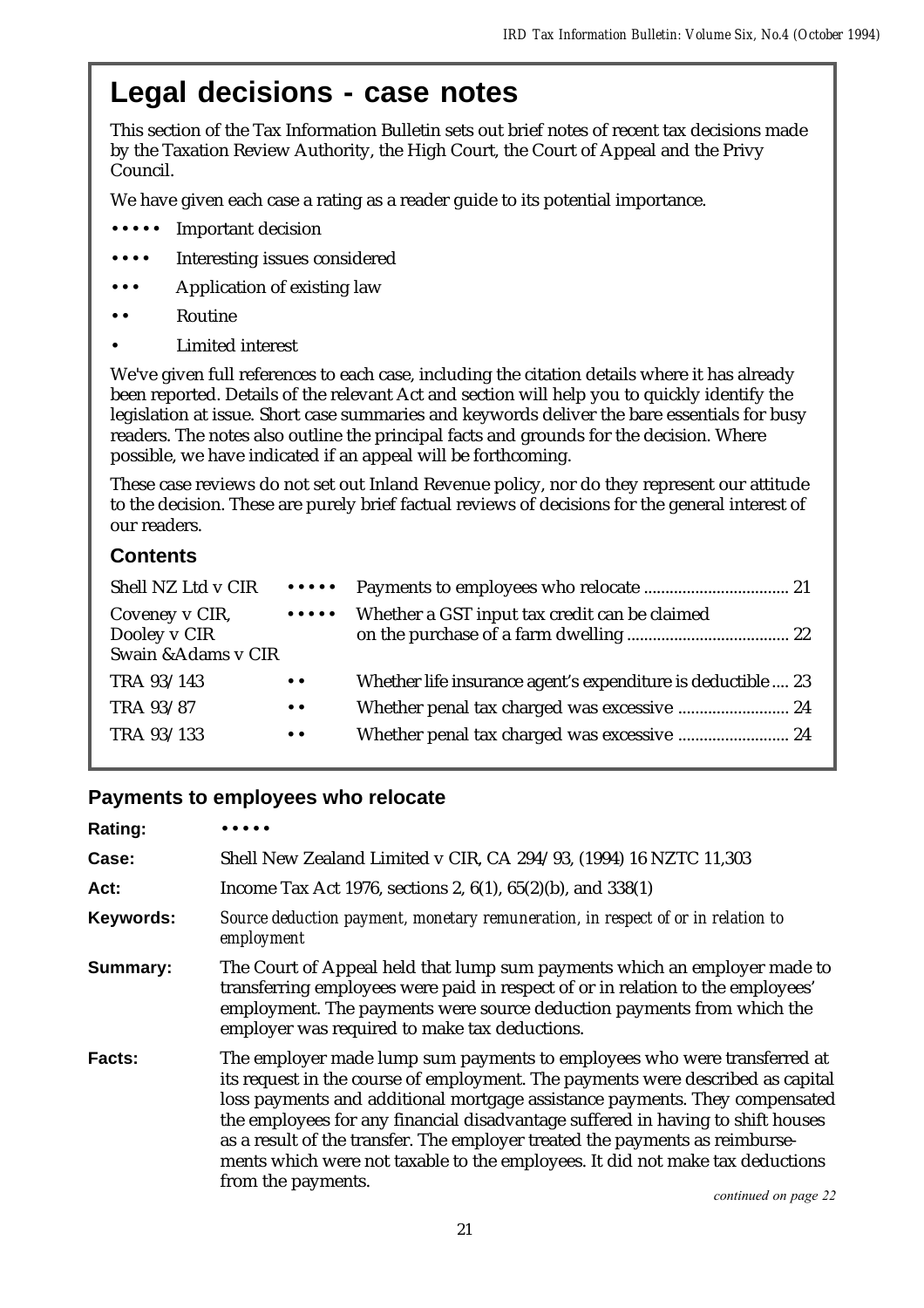# Legal decisions - case notes

This section of the Tax Information Bulletin sets out brief notes of recent tax decisions made by the Taxation Review Authority, the High Court, the Court of Appeal and the Privy Council.

We have given each case a rating as a reader guide to its potential importance.

- ••••• Important decision
- •••• Interesting issues considered
- ••• Application of existing law
- •• Routine
- • Limited interest

We've given full references to each case, including the citation details where it has already been reported. Details of the relevant Act and section will help you to quickly identify the legislation at issue. Short case summaries and keywords deliver the bare essentials for busy readers. The notes also outline the principal facts and grounds for the decision. Where possible, we have indicated if an appeal will be forthcoming.

These case reviews do not set out Inland Revenue policy, nor do they represent our attitude to the decision. These are purely brief factual reviews of decisions for the general interest of our readers.

## Contents

| | | | |
|---|---|---|---|
| Shell NZ Ltd v CIR | ••••• | Payments to employees who relocate | 21 |
| Coveney v CIR, Dooley v CIR Swain &Adams v CIR | ••••• | Whether a GST input tax credit can be claimed on the purchase of a farm dwelling | 22 |
| TRA 93/143 | •• | Whether life insurance agent's expenditure is deductible | 23 |
| TRA 93/87 | •• | Whether penal tax charged was excessive | 24 |
| TRA 93/133 | •• | Whether penal tax charged was excessive | 24 |

## Payments to employees who relocate

**Rating:** •••••

**Case:** Shell New Zealand Limited v CIR, CA 294/93, (1994) 16 NZTC 11,303

**Act:** Income Tax Act 1976, sections 2, 6(1), 65(2)(b), and 338(1)

**Keywords:** *Source deduction payment, monetary remuneration, in respect of or in relation to employment*

**Summary:** The Court of Appeal held that lump sum payments which an employer made to transferring employees were paid in respect of or in relation to the employees' employment. The payments were source deduction payments from which the employer was required to make tax deductions.

**Facts:** The employer made lump sum payments to employees who were transferred at its request in the course of employment. The payments were described as capital loss payments and additional mortgage assistance payments. They compensated the employees for any financial disadvantage suffered in having to shift houses as a result of the transfer. The employer treated the payments as reimbursements which were not taxable to the employees. It did not make tax deductions from the payments.

*continued on page 22*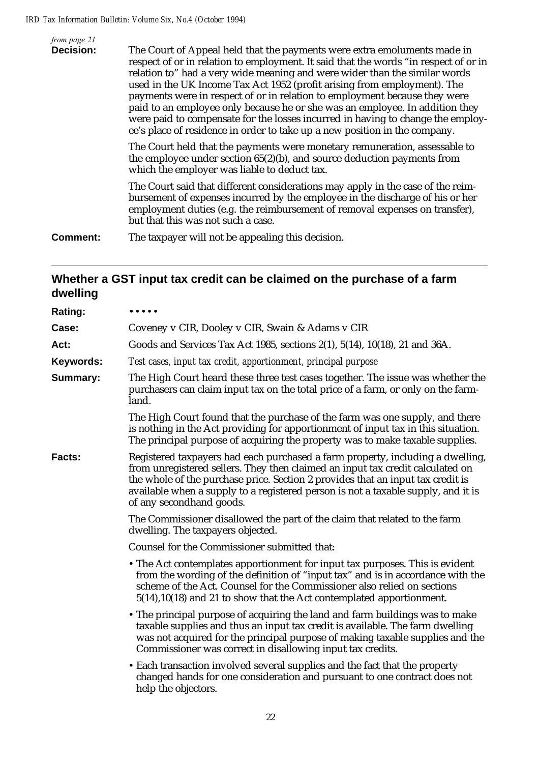*from page 21*

**Decision:** The Court of Appeal held that the payments were extra emoluments made in respect of or in relation to employment. It said that the words "in respect of or in relation to" had a very wide meaning and were wider than the similar words used in the UK Income Tax Act 1952 (profit arising from employment). The payments were in respect of or in relation to employment because they were paid to an employee only because he or she was an employee. In addition they were paid to compensate for the losses incurred in having to change the employee's place of residence in order to take up a new position in the company.

The Court held that the payments were monetary remuneration, assessable to the employee under section 65(2)(b), and source deduction payments from which the employer was liable to deduct tax.

The Court said that different considerations may apply in the case of the reimbursement of expenses incurred by the employee in the discharge of his or her employment duties (e.g. the reimbursement of removal expenses on transfer), but that this was not such a case.

**Comment:** The taxpayer will not be appealing this decision.

---

## Whether a GST input tax credit can be claimed on the purchase of a farm dwelling

**Rating:** • • • • •

**Case:** Coveney v CIR, Dooley v CIR, Swain & Adams v CIR

**Act:** Goods and Services Tax Act 1985, sections 2(1), 5(14), 10(18), 21 and 36A.

**Keywords:** *Test cases, input tax credit, apportionment, principal purpose*

**Summary:** The High Court heard these three test cases together. The issue was whether the purchasers can claim input tax on the total price of a farm, or only on the farmland.

The High Court found that the purchase of the farm was one supply, and there is nothing in the Act providing for apportionment of input tax in this situation. The principal purpose of acquiring the property was to make taxable supplies.

**Facts:** Registered taxpayers had each purchased a farm property, including a dwelling, from unregistered sellers. They then claimed an input tax credit calculated on the whole of the purchase price. Section 2 provides that an input tax credit is available when a supply to a registered person is not a taxable supply, and it is of any secondhand goods.

The Commissioner disallowed the part of the claim that related to the farm dwelling. The taxpayers objected.

Counsel for the Commissioner submitted that:

- The Act contemplates apportionment for input tax purposes. This is evident from the wording of the definition of "input tax" and is in accordance with the scheme of the Act. Counsel for the Commissioner also relied on sections 5(14),10(18) and 21 to show that the Act contemplated apportionment.
- The principal purpose of acquiring the land and farm buildings was to make taxable supplies and thus an input tax credit is available. The farm dwelling was not acquired for the principal purpose of making taxable supplies and the Commissioner was correct in disallowing input tax credits.
- Each transaction involved several supplies and the fact that the property changed hands for one consideration and pursuant to one contract does not help the objectors.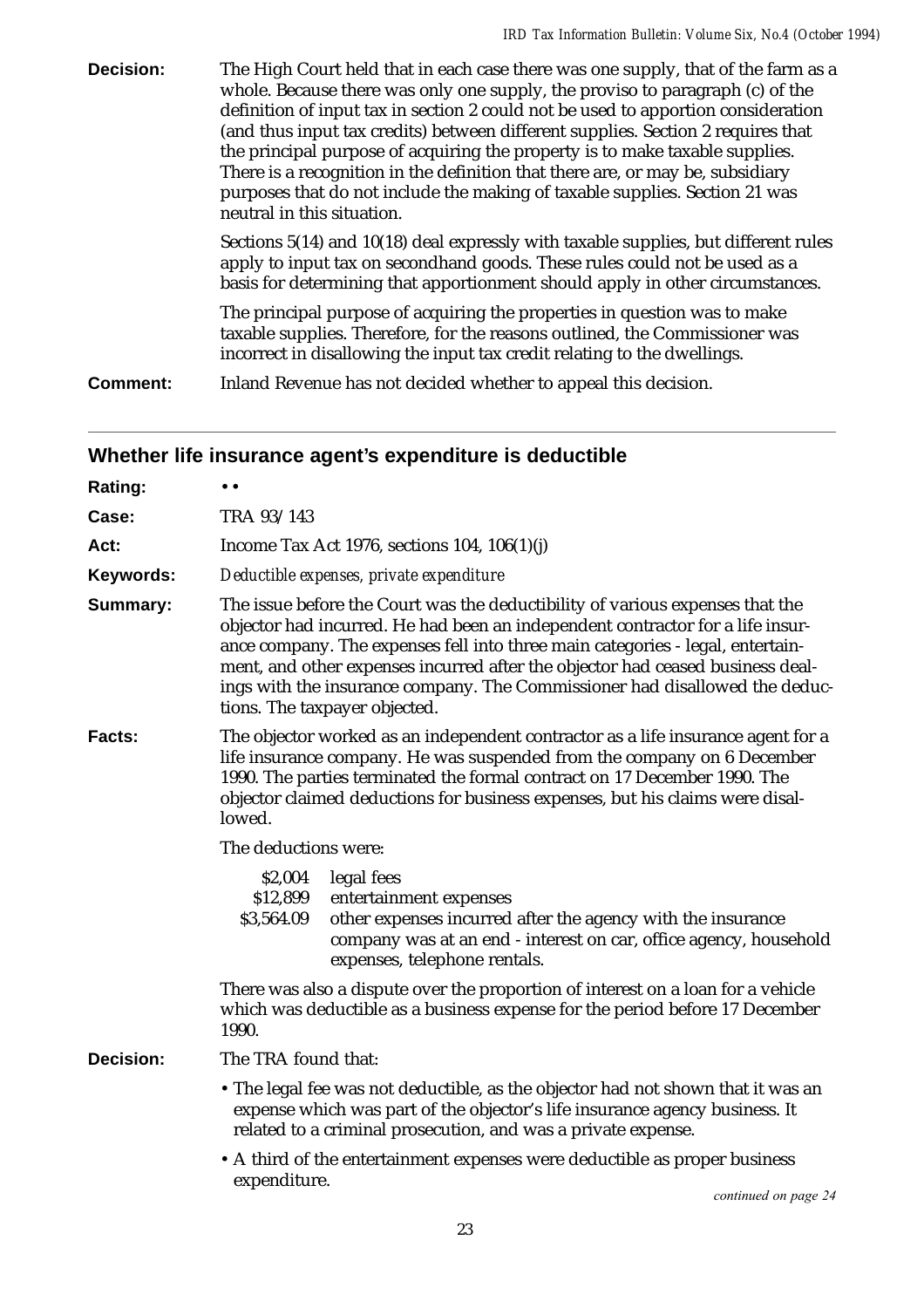**Decision:** The High Court held that in each case there was one supply, that of the farm as a whole. Because there was only one supply, the proviso to paragraph (c) of the definition of input tax in section 2 could not be used to apportion consideration (and thus input tax credits) between different supplies. Section 2 requires that the principal purpose of acquiring the property is to make taxable supplies. There is a recognition in the definition that there are, or may be, subsidiary purposes that do not include the making of taxable supplies. Section 21 was neutral in this situation.

Sections 5(14) and 10(18) deal expressly with taxable supplies, but different rules apply to input tax on secondhand goods. These rules could not be used as a basis for determining that apportionment should apply in other circumstances.

The principal purpose of acquiring the properties in question was to make taxable supplies. Therefore, for the reasons outlined, the Commissioner was incorrect in disallowing the input tax credit relating to the dwellings.

**Comment:** Inland Revenue has not decided whether to appeal this decision.

---

## Whether life insurance agent's expenditure is deductible

**Rating:** • •

**Case:** TRA 93/143

**Act:** Income Tax Act 1976, sections 104, 106(1)(j)

**Keywords:** *Deductible expenses, private expenditure*

**Summary:** The issue before the Court was the deductibility of various expenses that the objector had incurred. He had been an independent contractor for a life insurance company. The expenses fell into three main categories - legal, entertainment, and other expenses incurred after the objector had ceased business dealings with the insurance company. The Commissioner had disallowed the deductions. The taxpayer objected.

**Facts:** The objector worked as an independent contractor as a life insurance agent for a life insurance company. He was suspended from the company on 6 December 1990. The parties terminated the formal contract on 17 December 1990. The objector claimed deductions for business expenses, but his claims were disallowed.

The deductions were:

| | |
|---|---|
| $2,004 | legal fees |
| $12,899 | entertainment expenses |
| $3,564.09 | other expenses incurred after the agency with the insurance company was at an end - interest on car, office agency, household expenses, telephone rentals. |

There was also a dispute over the proportion of interest on a loan for a vehicle which was deductible as a business expense for the period before 17 December 1990.

**Decision:** The TRA found that:

- The legal fee was not deductible, as the objector had not shown that it was an expense which was part of the objector's life insurance agency business. It related to a criminal prosecution, and was a private expense.
- A third of the entertainment expenses were deductible as proper business expenditure.

*continued on page 24*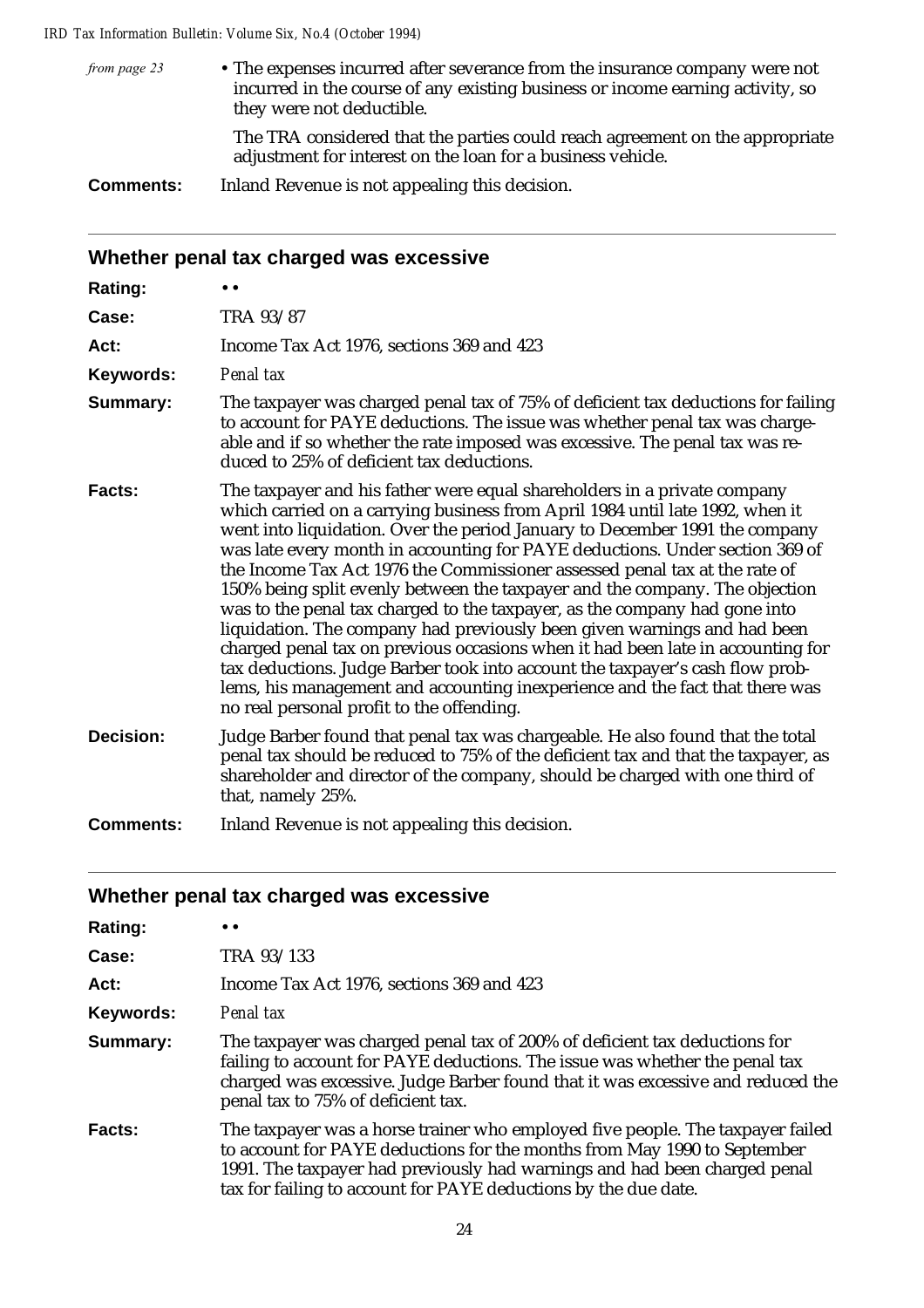*from page 23*

- The expenses incurred after severance from the insurance company were not incurred in the course of any existing business or income earning activity, so they were not deductible.

  The TRA considered that the parties could reach agreement on the appropriate adjustment for interest on the loan for a business vehicle.

**Comments:** Inland Revenue is not appealing this decision.

---

## Whether penal tax charged was excessive

**Rating:** • •

**Case:** TRA 93/87

**Act:** Income Tax Act 1976, sections 369 and 423

**Keywords:** *Penal tax*

**Summary:** The taxpayer was charged penal tax of 75% of deficient tax deductions for failing to account for PAYE deductions. The issue was whether penal tax was chargeable and if so whether the rate imposed was excessive. The penal tax was reduced to 25% of deficient tax deductions.

**Facts:** The taxpayer and his father were equal shareholders in a private company which carried on a carrying business from April 1984 until late 1992, when it went into liquidation. Over the period January to December 1991 the company was late every month in accounting for PAYE deductions. Under section 369 of the Income Tax Act 1976 the Commissioner assessed penal tax at the rate of 150% being split evenly between the taxpayer and the company. The objection was to the penal tax charged to the taxpayer, as the company had gone into liquidation. The company had previously been given warnings and had been charged penal tax on previous occasions when it had been late in accounting for tax deductions. Judge Barber took into account the taxpayer's cash flow problems, his management and accounting inexperience and the fact that there was no real personal profit to the offending.

**Decision:** Judge Barber found that penal tax was chargeable. He also found that the total penal tax should be reduced to 75% of the deficient tax and that the taxpayer, as shareholder and director of the company, should be charged with one third of that, namely 25%.

**Comments:** Inland Revenue is not appealing this decision.

---

## Whether penal tax charged was excessive

**Rating:** • •

**Case:** TRA 93/133

**Act:** Income Tax Act 1976, sections 369 and 423

**Keywords:** *Penal tax*

**Summary:** The taxpayer was charged penal tax of 200% of deficient tax deductions for failing to account for PAYE deductions. The issue was whether the penal tax charged was excessive. Judge Barber found that it was excessive and reduced the penal tax to 75% of deficient tax.

**Facts:** The taxpayer was a horse trainer who employed five people. The taxpayer failed to account for PAYE deductions for the months from May 1990 to September 1991. The taxpayer had previously had warnings and had been charged penal tax for failing to account for PAYE deductions by the due date.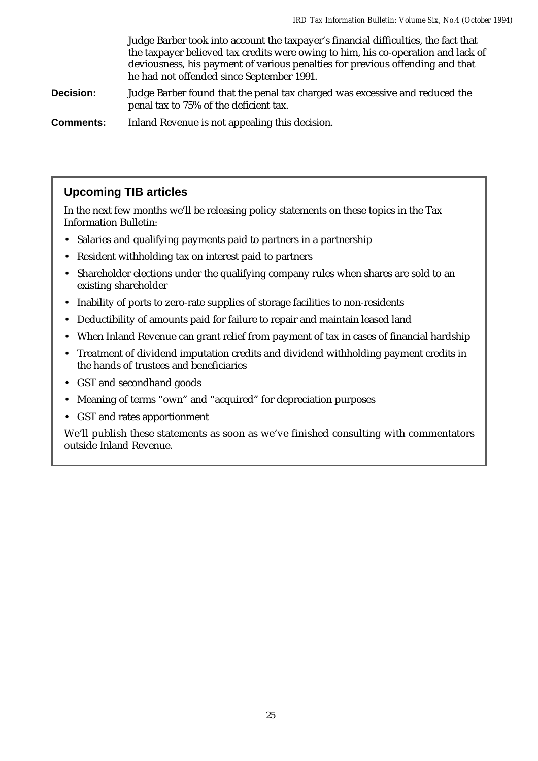Judge Barber took into account the taxpayer's financial difficulties, the fact that the taxpayer believed tax credits were owing to him, his co-operation and lack of deviousness, his payment of various penalties for previous offending and that he had not offended since September 1991.

**Decision:** Judge Barber found that the penal tax charged was excessive and reduced the penal tax to 75% of the deficient tax.

**Comments:** Inland Revenue is not appealing this decision.

---

## Upcoming TIB articles

In the next few months we'll be releasing policy statements on these topics in the Tax Information Bulletin:

- Salaries and qualifying payments paid to partners in a partnership
- Resident withholding tax on interest paid to partners
- Shareholder elections under the qualifying company rules when shares are sold to an existing shareholder
- Inability of ports to zero-rate supplies of storage facilities to non-residents
- Deductibility of amounts paid for failure to repair and maintain leased land
- When Inland Revenue can grant relief from payment of tax in cases of financial hardship
- Treatment of dividend imputation credits and dividend withholding payment credits in the hands of trustees and beneficiaries
- GST and secondhand goods
- Meaning of terms "own" and "acquired" for depreciation purposes
- GST and rates apportionment

We'll publish these statements as soon as we've finished consulting with commentators outside Inland Revenue.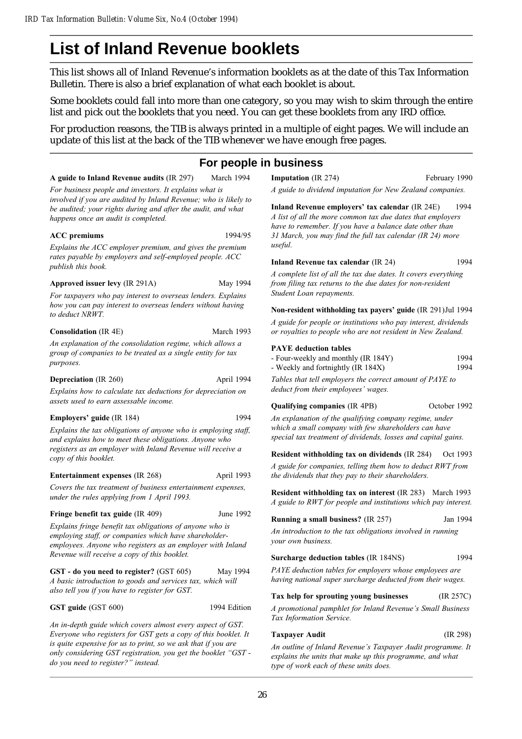# List of Inland Revenue booklets

This list shows all of Inland Revenue's information booklets as at the date of this Tax Information Bulletin. There is also a brief explanation of what each booklet is about.

Some booklets could fall into more than one category, so you may wish to skim through the entire list and pick out the booklets that you need. You can get these booklets from any IRD office.

For production reasons, the TIB is always printed in a multiple of eight pages. We will include an update of this list at the back of the TIB whenever we have enough free pages.

## For people in business

**A guide to Inland Revenue audits** (IR 297) — March 1994

*For business people and investors. It explains what is involved if you are audited by Inland Revenue; who is likely to be audited; your rights during and after the audit, and what happens once an audit is completed.*

**ACC premiums** — 1994/95

*Explains the ACC employer premium, and gives the premium rates payable by employers and self-employed people. ACC publish this book.*

**Approved issuer levy** (IR 291A) — May 1994

*For taxpayers who pay interest to overseas lenders. Explains how you can pay interest to overseas lenders without having to deduct NRWT.*

**Consolidation** (IR 4E) — March 1993

*An explanation of the consolidation regime, which allows a group of companies to be treated as a single entity for tax purposes.*

**Depreciation** (IR 260) — April 1994

*Explains how to calculate tax deductions for depreciation on assets used to earn assessable income.*

**Employers' guide** (IR 184) — 1994

*Explains the tax obligations of anyone who is employing staff, and explains how to meet these obligations. Anyone who registers as an employer with Inland Revenue will receive a copy of this booklet.*

**Entertainment expenses** (IR 268) — April 1993

*Covers the tax treatment of business entertainment expenses, under the rules applying from 1 April 1993.*

**Fringe benefit tax guide** (IR 409) — June 1992

*Explains fringe benefit tax obligations of anyone who is employing staff, or companies which have shareholder-employees. Anyone who registers as an employer with Inland Revenue will receive a copy of this booklet.*

**GST - do you need to register?** (GST 605) — May 1994

*A basic introduction to goods and services tax, which will also tell you if you have to register for GST.*

**GST guide** (GST 600) — 1994 Edition

*An in-depth guide which covers almost every aspect of GST. Everyone who registers for GST gets a copy of this booklet. It is quite expensive for us to print, so we ask that if you are only considering GST registration, you get the booklet "GST - do you need to register?" instead.*

**Imputation** (IR 274) — February 1990

*A guide to dividend imputation for New Zealand companies.*

**Inland Revenue employers' tax calendar** (IR 24E) — 1994

*A list of all the more common tax due dates that employers have to remember. If you have a balance date other than 31 March, you may find the full tax calendar (IR 24) more useful.*

**Inland Revenue tax calendar** (IR 24) — 1994

*A complete list of all the tax due dates. It covers everything from filing tax returns to the due dates for non-resident Student Loan repayments.*

**Non-resident withholding tax payers' guide** (IR 291) — Jul 1994

*A guide for people or institutions who pay interest, dividends or royalties to people who are not resident in New Zealand.*

**PAYE deduction tables**
- Four-weekly and monthly (IR 184Y) — 1994
- Weekly and fortnightly (IR 184X) — 1994

*Tables that tell employers the correct amount of PAYE to deduct from their employees' wages.*

**Qualifying companies** (IR 4PB) — October 1992

*An explanation of the qualifying company regime, under which a small company with few shareholders can have special tax treatment of dividends, losses and capital gains.*

**Resident withholding tax on dividends** (IR 284) — Oct 1993

*A guide for companies, telling them how to deduct RWT from the dividends that they pay to their shareholders.*

**Resident withholding tax on interest** (IR 283) — March 1993

*A guide to RWT for people and institutions which pay interest.*

**Running a small business?** (IR 257) — Jan 1994

*An introduction to the tax obligations involved in running your own business.*

**Surcharge deduction tables** (IR 184NS) — 1994

*PAYE deduction tables for employers whose employees are having national super surcharge deducted from their wages.*

**Tax help for sprouting young businesses** (IR 257C)

*A promotional pamphlet for Inland Revenue's Small Business Tax Information Service.*

**Taxpayer Audit** (IR 298)

*An outline of Inland Revenue's Taxpayer Audit programme. It explains the units that make up this programme, and what type of work each of these units does.*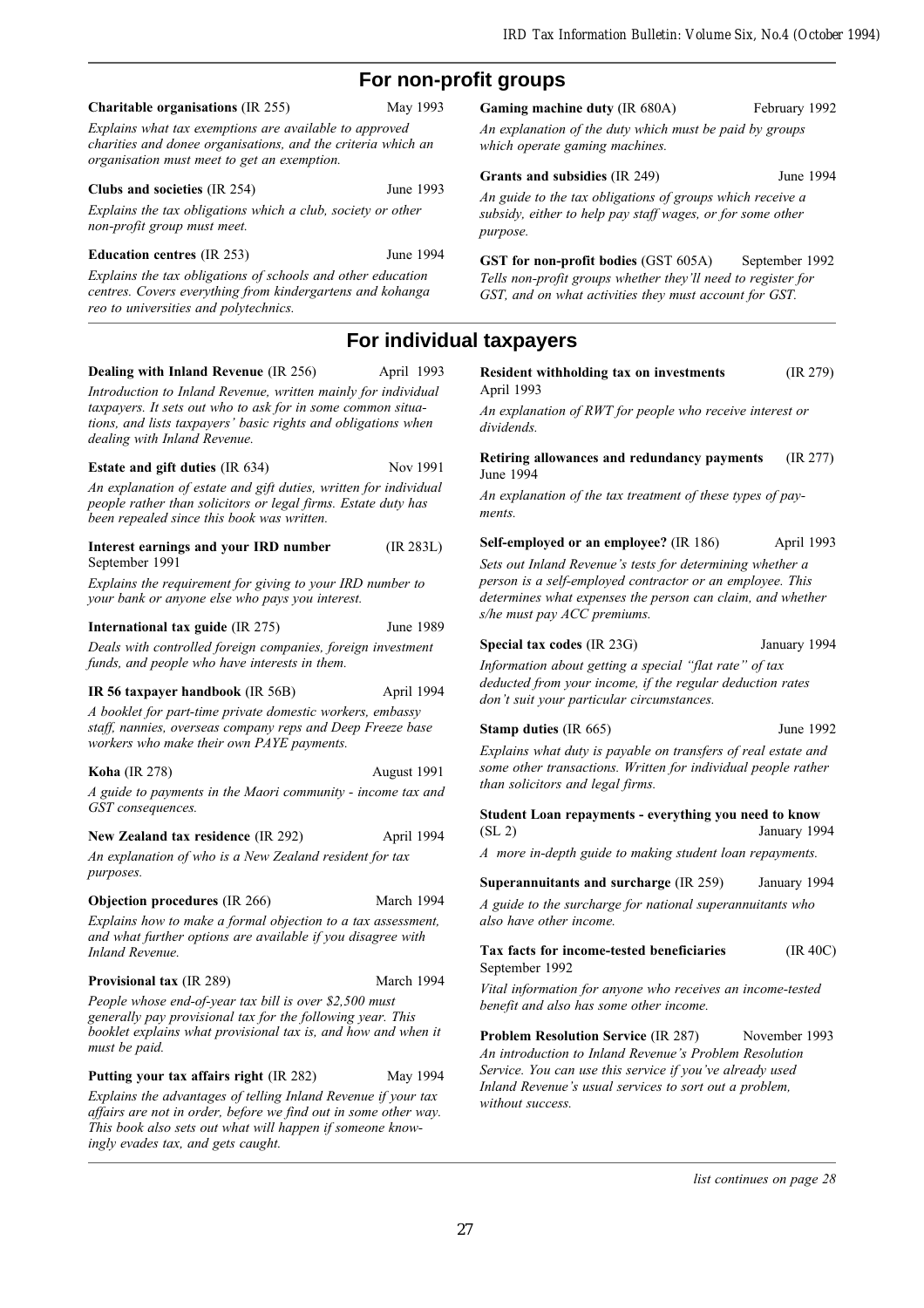## For non-profit groups

**Charitable organisations** (IR 255) May 1993

*Explains what tax exemptions are available to approved charities and donee organisations, and the criteria which an organisation must meet to get an exemption.*

**Clubs and societies** (IR 254) June 1993

*Explains the tax obligations which a club, society or other non-profit group must meet.*

**Education centres** (IR 253) June 1994

*Explains the tax obligations of schools and other education centres. Covers everything from kindergartens and kohanga reo to universities and polytechnics.*

**Gaming machine duty** (IR 680A) February 1992

*An explanation of the duty which must be paid by groups which operate gaming machines.*

**Grants and subsidies** (IR 249) June 1994

*An guide to the tax obligations of groups which receive a subsidy, either to help pay staff wages, or for some other purpose.*

**GST for non-profit bodies** (GST 605A) September 1992

*Tells non-profit groups whether they'll need to register for GST, and on what activities they must account for GST.*

## For individual taxpayers

**Dealing with Inland Revenue** (IR 256) April 1993

*Introduction to Inland Revenue, written mainly for individual taxpayers. It sets out who to ask for in some common situations, and lists taxpayers' basic rights and obligations when dealing with Inland Revenue.*

**Estate and gift duties** (IR 634) Nov 1991

*An explanation of estate and gift duties, written for individual people rather than solicitors or legal firms. Estate duty has been repealed since this book was written.*

**Interest earnings and your IRD number** (IR 283L) September 1991

*Explains the requirement for giving to your IRD number to your bank or anyone else who pays you interest.*

**International tax guide** (IR 275) June 1989

*Deals with controlled foreign companies, foreign investment funds, and people who have interests in them.*

**IR 56 taxpayer handbook** (IR 56B) April 1994

*A booklet for part-time private domestic workers, embassy staff, nannies, overseas company reps and Deep Freeze base workers who make their own PAYE payments.*

**Koha** (IR 278) August 1991

*A guide to payments in the Maori community - income tax and GST consequences.*

**New Zealand tax residence** (IR 292) April 1994

*An explanation of who is a New Zealand resident for tax purposes.*

**Objection procedures** (IR 266) March 1994

*Explains how to make a formal objection to a tax assessment, and what further options are available if you disagree with Inland Revenue.*

**Provisional tax** (IR 289) March 1994

*People whose end-of-year tax bill is over $2,500 must generally pay provisional tax for the following year. This booklet explains what provisional tax is, and how and when it must be paid.*

**Putting your tax affairs right** (IR 282) May 1994

*Explains the advantages of telling Inland Revenue if your tax affairs are not in order, before we find out in some other way. This book also sets out what will happen if someone knowingly evades tax, and gets caught.*

**Resident withholding tax on investments** (IR 279) April 1993

*An explanation of RWT for people who receive interest or dividends.*

**Retiring allowances and redundancy payments** (IR 277) June 1994

*An explanation of the tax treatment of these types of payments.*

**Self-employed or an employee?** (IR 186) April 1993

*Sets out Inland Revenue's tests for determining whether a person is a self-employed contractor or an employee. This determines what expenses the person can claim, and whether s/he must pay ACC premiums.*

**Special tax codes** (IR 23G) January 1994

*Information about getting a special "flat rate" of tax deducted from your income, if the regular deduction rates don't suit your particular circumstances.*

**Stamp duties** (IR 665) June 1992

*Explains what duty is payable on transfers of real estate and some other transactions. Written for individual people rather than solicitors and legal firms.*

**Student Loan repayments - everything you need to know** (SL 2) January 1994

*A more in-depth guide to making student loan repayments.*

**Superannuitants and surcharge** (IR 259) January 1994

*A guide to the surcharge for national superannuitants who also have other income.*

**Tax facts for income-tested beneficiaries** (IR 40C) September 1992

*Vital information for anyone who receives an income-tested benefit and also has some other income.*

**Problem Resolution Service** (IR 287) November 1993

*An introduction to Inland Revenue's Problem Resolution Service. You can use this service if you've already used Inland Revenue's usual services to sort out a problem, without success.*

*list continues on page 28*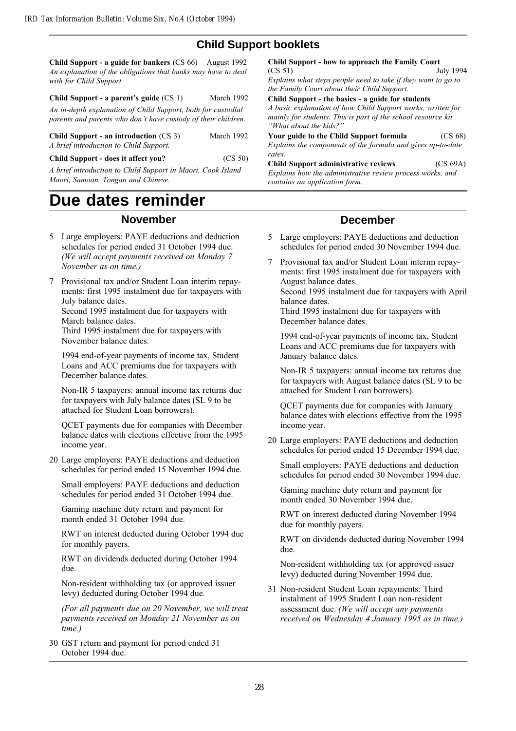## Child Support booklets

**Child Support - a guide for bankers** (CS 66) August 1992
*An explanation of the obligations that banks may have to deal with for Child Support.*

**Child Support - a parent's guide** (CS 1) March 1992
*An in-depth explanation of Child Support, both for custodial parents and parents who don't have custody of their children.*

**Child Support - an introduction** (CS 3) March 1992
*A brief introduction to Child Support.*

**Child Support - does it affect you?** (CS 50)
*A brief introduction to Child Support in Maori, Cook Island Maori, Samoan, Tongan and Chinese.*

**Child Support - how to approach the Family Court** (CS 51) July 1994
*Explains what steps people need to take if they want to go to the Family Court about their Child Support.*

**Child Support - the basics - a guide for students**
*A basic explanation of how Child Support works, written for mainly for students. This is part of the school resource kit "What about the kids?"*

**Your guide to the Child Support formula** (CS 68)
*Explains the components of the formula and gives up-to-date rates.*

**Child Support administrative reviews** (CS 69A)
*Explains how the administrative review process works, and contains an application form.*

# Due dates reminder

## November

5 Large employers: PAYE deductions and deduction schedules for period ended 31 October 1994 due. *(We will accept payments received on Monday 7 November as on time.)*

7 Provisional tax and/or Student Loan interim repayments: first 1995 instalment due for taxpayers with July balance dates.
Second 1995 instalment due for taxpayers with March balance dates.
Third 1995 instalment due for taxpayers with November balance dates.

1994 end-of-year payments of income tax, Student Loans and ACC premiums due for taxpayers with December balance dates.

Non-IR 5 taxpayers: annual income tax returns due for taxpayers with July balance dates (SL 9 to be attached for Student Loan borrowers).

QCET payments due for companies with December balance dates with elections effective from the 1995 income year.

20 Large employers: PAYE deductions and deduction schedules for period ended 15 November 1994 due.

Small employers: PAYE deductions and deduction schedules for period ended 31 October 1994 due.

Gaming machine duty return and payment for month ended 31 October 1994 due.

RWT on interest deducted during October 1994 due for monthly payers.

RWT on dividends deducted during October 1994 due.

Non-resident withholding tax (or approved issuer levy) deducted during October 1994 due.

*(For all payments due on 20 November, we will treat payments received on Monday 21 November as on time.)*

30 GST return and payment for period ended 31 October 1994 due.

## December

5 Large employers: PAYE deductions and deduction schedules for period ended 30 November 1994 due.

7 Provisional tax and/or Student Loan interim repayments: first 1995 instalment due for taxpayers with August balance dates.
Second 1995 instalment due for taxpayers with April balance dates.
Third 1995 instalment due for taxpayers with December balance dates.

1994 end-of-year payments of income tax, Student Loans and ACC premiums due for taxpayers with January balance dates.

Non-IR 5 taxpayers: annual income tax returns due for taxpayers with August balance dates (SL 9 to be attached for Student Loan borrowers).

QCET payments due for companies with January balance dates with elections effective from the 1995 income year.

20 Large employers: PAYE deductions and deduction schedules for period ended 15 December 1994 due.

Small employers: PAYE deductions and deduction schedules for period ended 30 November 1994 due.

Gaming machine duty return and payment for month ended 30 November 1994 due.

RWT on interest deducted during November 1994 due for monthly payers.

RWT on dividends deducted during November 1994 due.

Non-resident withholding tax (or approved issuer levy) deducted during November 1994 due.

31 Non-resident Student Loan repayments: Third instalment of 1995 Student Loan non-resident assessment due. *(We will accept any payments received on Wednesday 4 January 1995 as in time.)*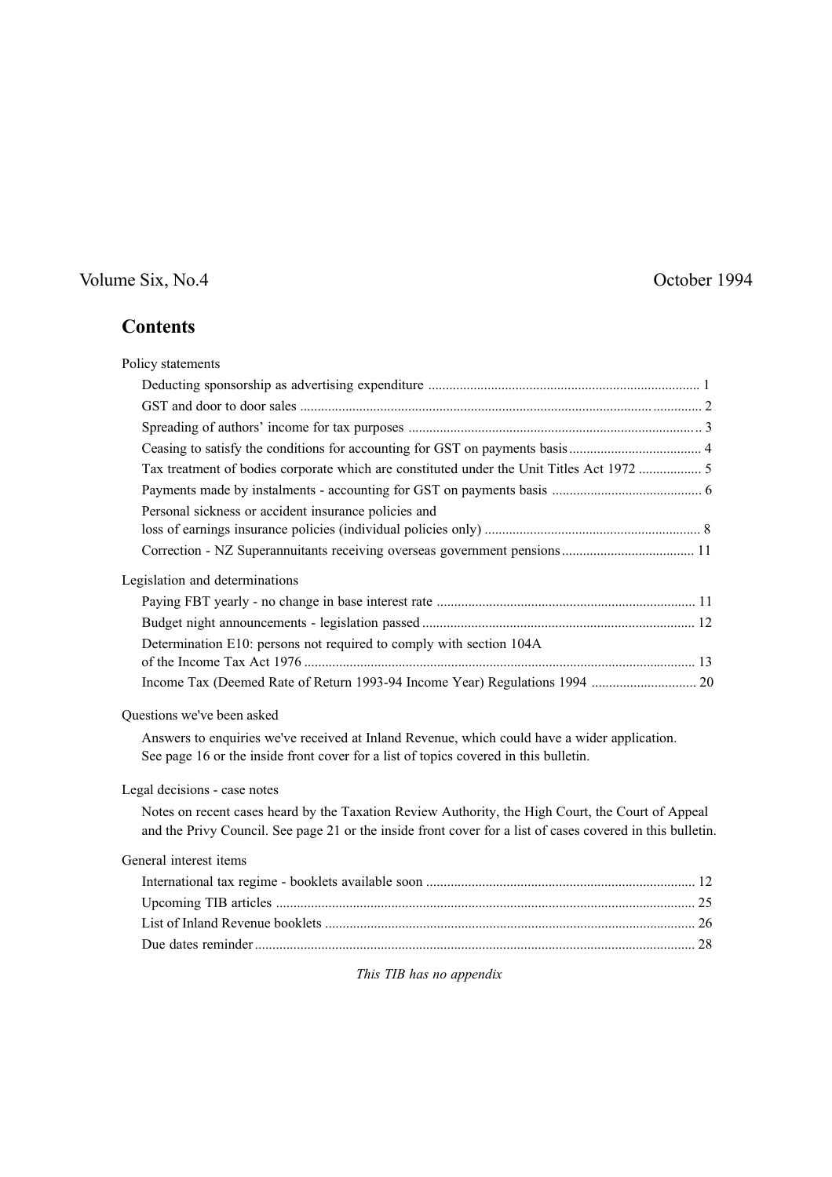Volume Six, No.4 October 1994

## Contents

Policy statements

- Deducting sponsorship as advertising expenditure ..... 1
- GST and door to door sales ..... 2
- Spreading of authors' income for tax purposes ..... 3
- Ceasing to satisfy the conditions for accounting for GST on payments basis ..... 4
- Tax treatment of bodies corporate which are constituted under the Unit Titles Act 1972 ..... 5
- Payments made by instalments - accounting for GST on payments basis ..... 6
- Personal sickness or accident insurance policies and loss of earnings insurance policies (individual policies only) ..... 8
- Correction - NZ Superannuitants receiving overseas government pensions ..... 11

Legislation and determinations

- Paying FBT yearly - no change in base interest rate ..... 11
- Budget night announcements - legislation passed ..... 12
- Determination E10: persons not required to comply with section 104A of the Income Tax Act 1976 ..... 13
- Income Tax (Deemed Rate of Return 1993-94 Income Year) Regulations 1994 ..... 20

Questions we've been asked

Answers to enquiries we've received at Inland Revenue, which could have a wider application. See page 16 or the inside front cover for a list of topics covered in this bulletin.

Legal decisions - case notes

Notes on recent cases heard by the Taxation Review Authority, the High Court, the Court of Appeal and the Privy Council. See page 21 or the inside front cover for a list of cases covered in this bulletin.

General interest items

- International tax regime - booklets available soon ..... 12
- Upcoming TIB articles ..... 25
- List of Inland Revenue booklets ..... 26
- Due dates reminder ..... 28

*This TIB has no appendix*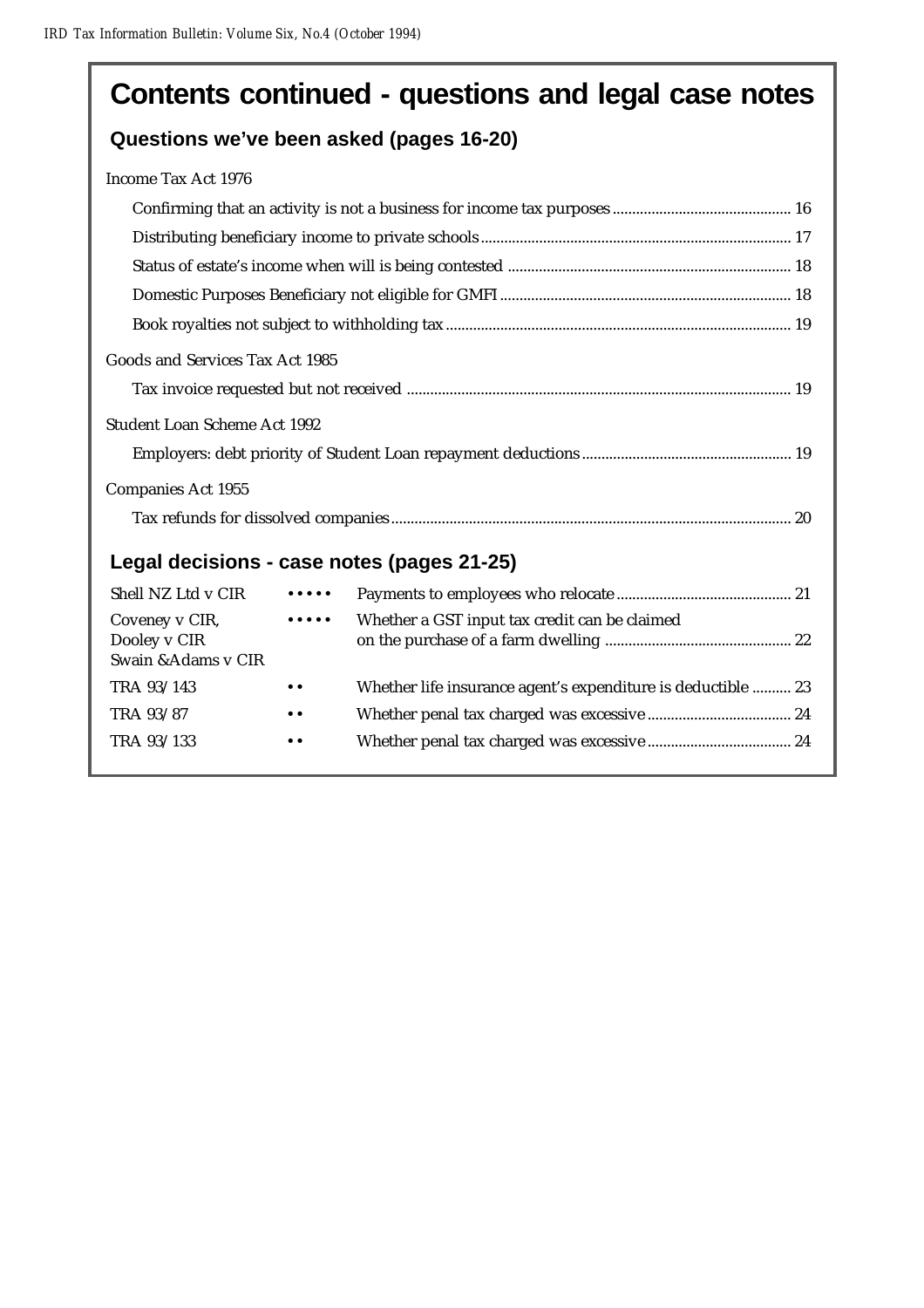# Contents continued - questions and legal case notes

## Questions we've been asked (pages 16-20)

Income Tax Act 1976

- Confirming that an activity is not a business for income tax purposes ........ 16
- Distributing beneficiary income to private schools ........ 17
- Status of estate's income when will is being contested ........ 18
- Domestic Purposes Beneficiary not eligible for GMFI ........ 18
- Book royalties not subject to withholding tax ........ 19

Goods and Services Tax Act 1985

- Tax invoice requested but not received ........ 19

Student Loan Scheme Act 1992

- Employers: debt priority of Student Loan repayment deductions ........ 19

Companies Act 1955

- Tax refunds for dissolved companies ........ 20

## Legal decisions - case notes (pages 21-25)

| | | | |
|---|---|---|---|
| Shell NZ Ltd v CIR | • • • • • | Payments to employees who relocate | 21 |
| Coveney v CIR, Dooley v CIR, Swain &Adams v CIR | • • • • • | Whether a GST input tax credit can be claimed on the purchase of a farm dwelling | 22 |
| TRA 93/143 | • • | Whether life insurance agent's expenditure is deductible | 23 |
| TRA 93/87 | • • | Whether penal tax charged was excessive | 24 |
| TRA 93/133 | • • | Whether penal tax charged was excessive | 24 |